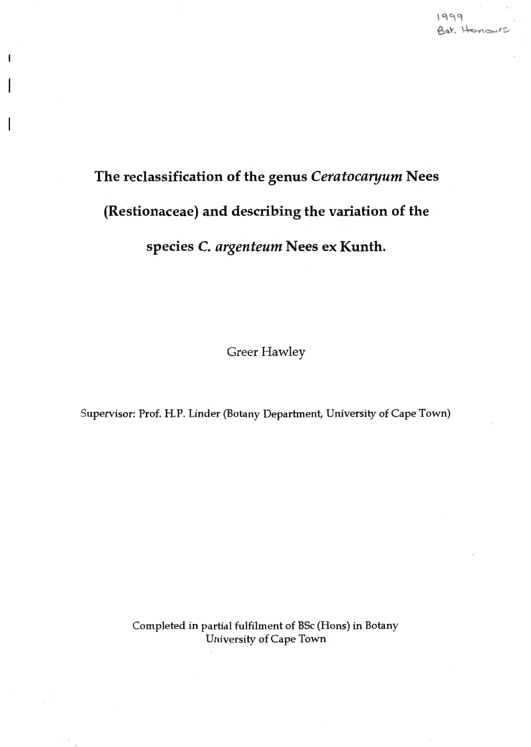1999
Bot. Honours

# The reclassification of the genus *Ceratocaryum* Nees (Restionaceae) and describing the variation of the species *C. argenteum* Nees ex Kunth.

Greer Hawley

Supervisor: Prof. H.P. Linder (Botany Department, University of Cape Town)

Completed in partial fulfilment of BSc (Hons) in Botany
University of Cape Town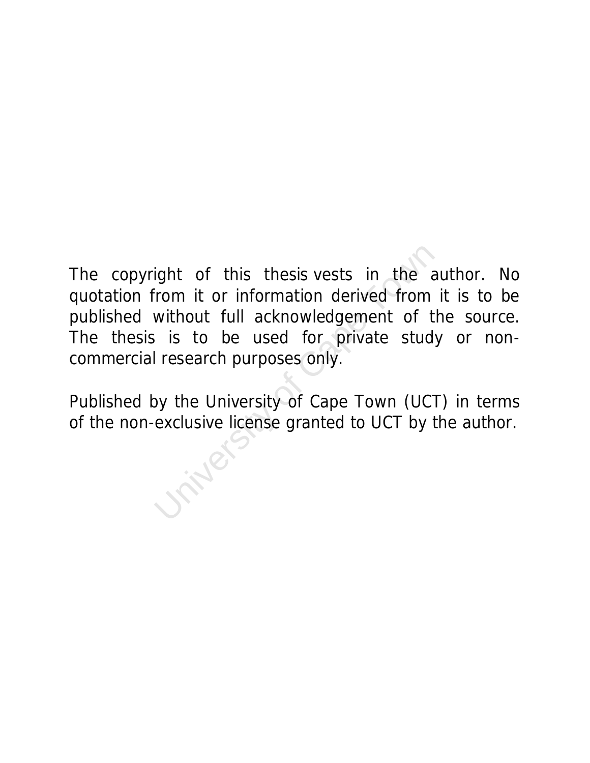The copyright of this thesis vests in the author. No quotation from it or information derived from it is to be published without full acknowledgement of the source. The thesis is to be used for private study or non-commercial research purposes only.

Published by the University of Cape Town (UCT) in terms of the non-exclusive license granted to UCT by the author.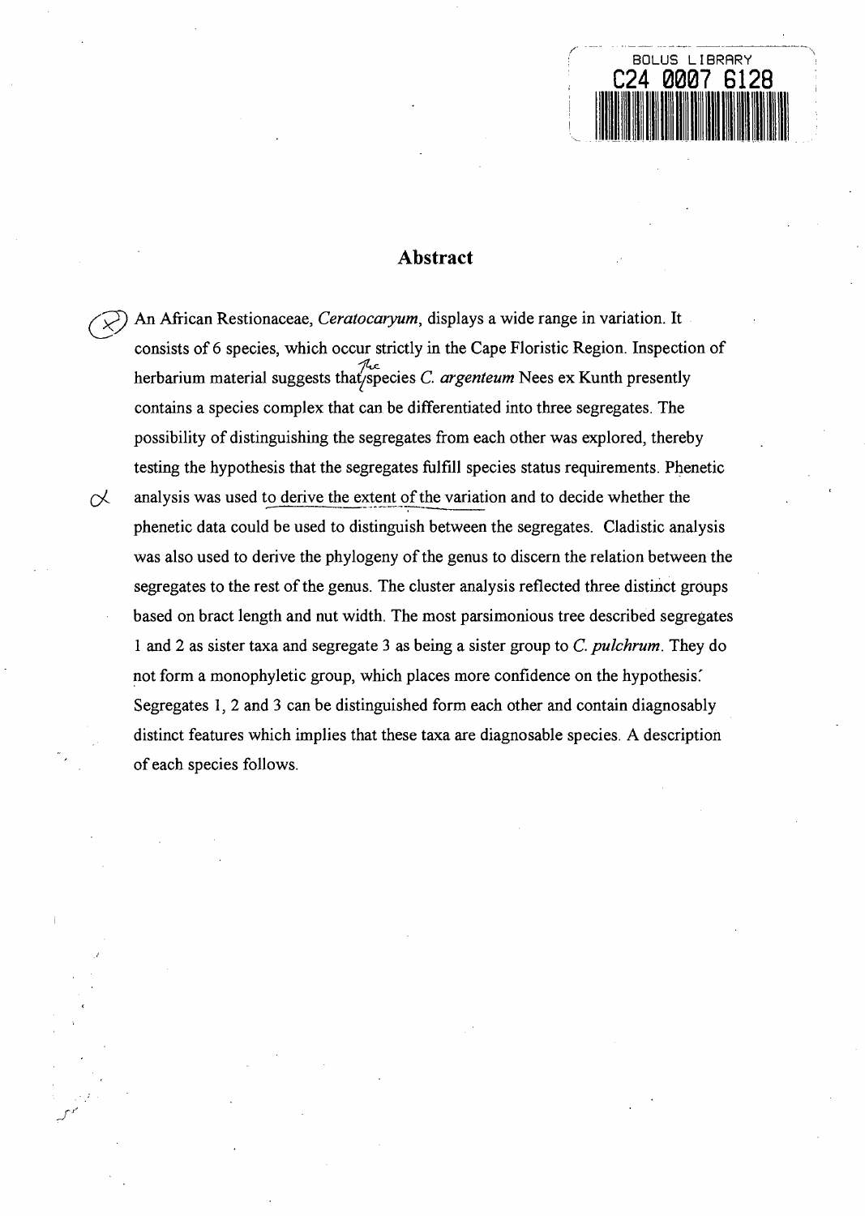## Abstract

An African Restionaceae, *Ceratocaryum*, displays a wide range in variation. It consists of 6 species, which occur strictly in the Cape Floristic Region. Inspection of herbarium material suggests that species *C. argenteum* Nees ex Kunth presently contains a species complex that can be differentiated into three segregates. The possibility of distinguishing the segregates from each other was explored, thereby testing the hypothesis that the segregates fulfill species status requirements. Phenetic analysis was used to derive the extent of the variation and to decide whether the phenetic data could be used to distinguish between the segregates. Cladistic analysis was also used to derive the phylogeny of the genus to discern the relation between the segregates to the rest of the genus. The cluster analysis reflected three distinct groups based on bract length and nut width. The most parsimonious tree described segregates 1 and 2 as sister taxa and segregate 3 as being a sister group to *C. pulchrum*. They do not form a monophyletic group, which places more confidence on the hypothesis. Segregates 1, 2 and 3 can be distinguished form each other and contain diagnosably distinct features which implies that these taxa are diagnosable species. A description of each species follows.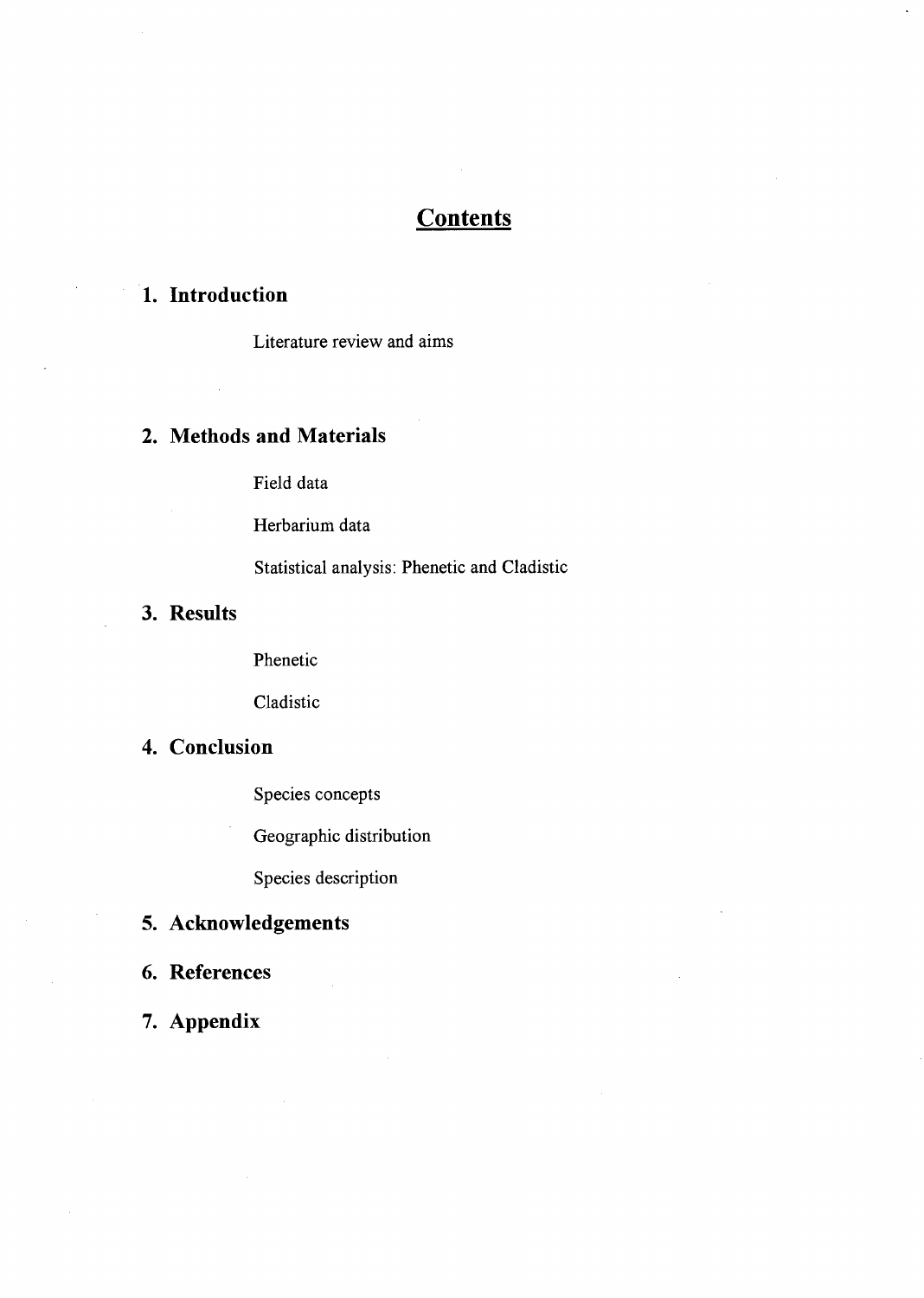# Contents

## 1. Introduction

Literature review and aims

## 2. Methods and Materials

Field data

Herbarium data

Statistical analysis: Phenetic and Cladistic

## 3. Results

Phenetic

Cladistic

## 4. Conclusion

Species concepts

Geographic distribution

Species description

## 5. Acknowledgements

## 6. References

## 7. Appendix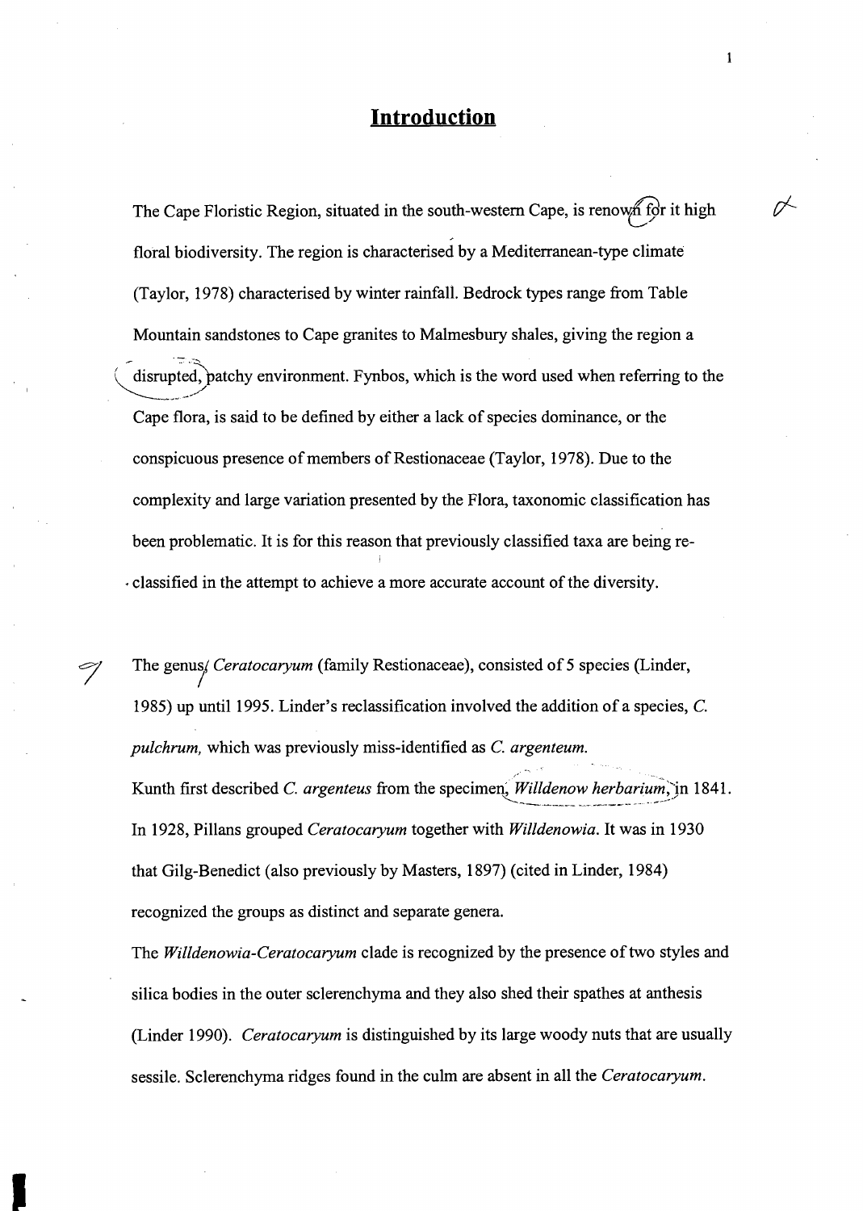# Introduction

The Cape Floristic Region, situated in the south-western Cape, is renown for it high floral biodiversity. The region is characterised by a Mediterranean-type climate (Taylor, 1978) characterised by winter rainfall. Bedrock types range from Table Mountain sandstones to Cape granites to Malmesbury shales, giving the region a disrupted, patchy environment. Fynbos, which is the word used when referring to the Cape flora, is said to be defined by either a lack of species dominance, or the conspicuous presence of members of Restionaceae (Taylor, 1978). Due to the complexity and large variation presented by the Flora, taxonomic classification has been problematic. It is for this reason that previously classified taxa are being re-classified in the attempt to achieve a more accurate account of the diversity.

The genus *Ceratocaryum* (family Restionaceae), consisted of 5 species (Linder, 1985) up until 1995. Linder's reclassification involved the addition of a species, *C. pulchrum,* which was previously miss-identified as *C. argenteum.*

Kunth first described *C. argenteus* from the specimen, *Willdenow herbarium,* in 1841. In 1928, Pillans grouped *Ceratocaryum* together with *Willdenowia*. It was in 1930 that Gilg-Benedict (also previously by Masters, 1897) (cited in Linder, 1984) recognized the groups as distinct and separate genera.

The *Willdenowia-Ceratocaryum* clade is recognized by the presence of two styles and silica bodies in the outer sclerenchyma and they also shed their spathes at anthesis (Linder 1990). *Ceratocaryum* is distinguished by its large woody nuts that are usually sessile. Sclerenchyma ridges found in the culm are absent in all the *Ceratocaryum*.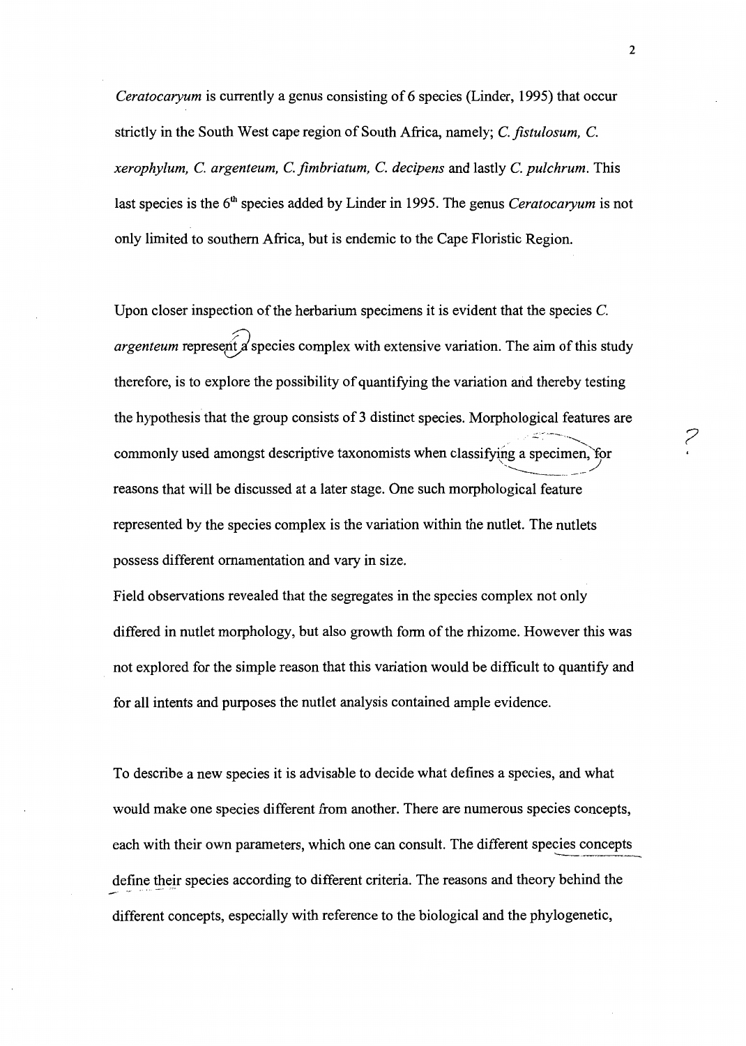*Ceratocaryum* is currently a genus consisting of 6 species (Linder, 1995) that occur strictly in the South West cape region of South Africa, namely; *C. fistulosum, C. xerophylum, C. argenteum, C. fimbriatum, C. decipens* and lastly *C. pulchrum*. This last species is the 6th species added by Linder in 1995. The genus *Ceratocaryum* is not only limited to southern Africa, but is endemic to the Cape Floristic Region.

Upon closer inspection of the herbarium specimens it is evident that the species *C. argenteum* represent a species complex with extensive variation. The aim of this study therefore, is to explore the possibility of quantifying the variation and thereby testing the hypothesis that the group consists of 3 distinct species. Morphological features are commonly used amongst descriptive taxonomists when classifying a specimen, for reasons that will be discussed at a later stage. One such morphological feature represented by the species complex is the variation within the nutlet. The nutlets possess different ornamentation and vary in size.

Field observations revealed that the segregates in the species complex not only differed in nutlet morphology, but also growth form of the rhizome. However this was not explored for the simple reason that this variation would be difficult to quantify and for all intents and purposes the nutlet analysis contained ample evidence.

To describe a new species it is advisable to decide what defines a species, and what would make one species different from another. There are numerous species concepts, each with their own parameters, which one can consult. The different species concepts define their species according to different criteria. The reasons and theory behind the different concepts, especially with reference to the biological and the phylogenetic,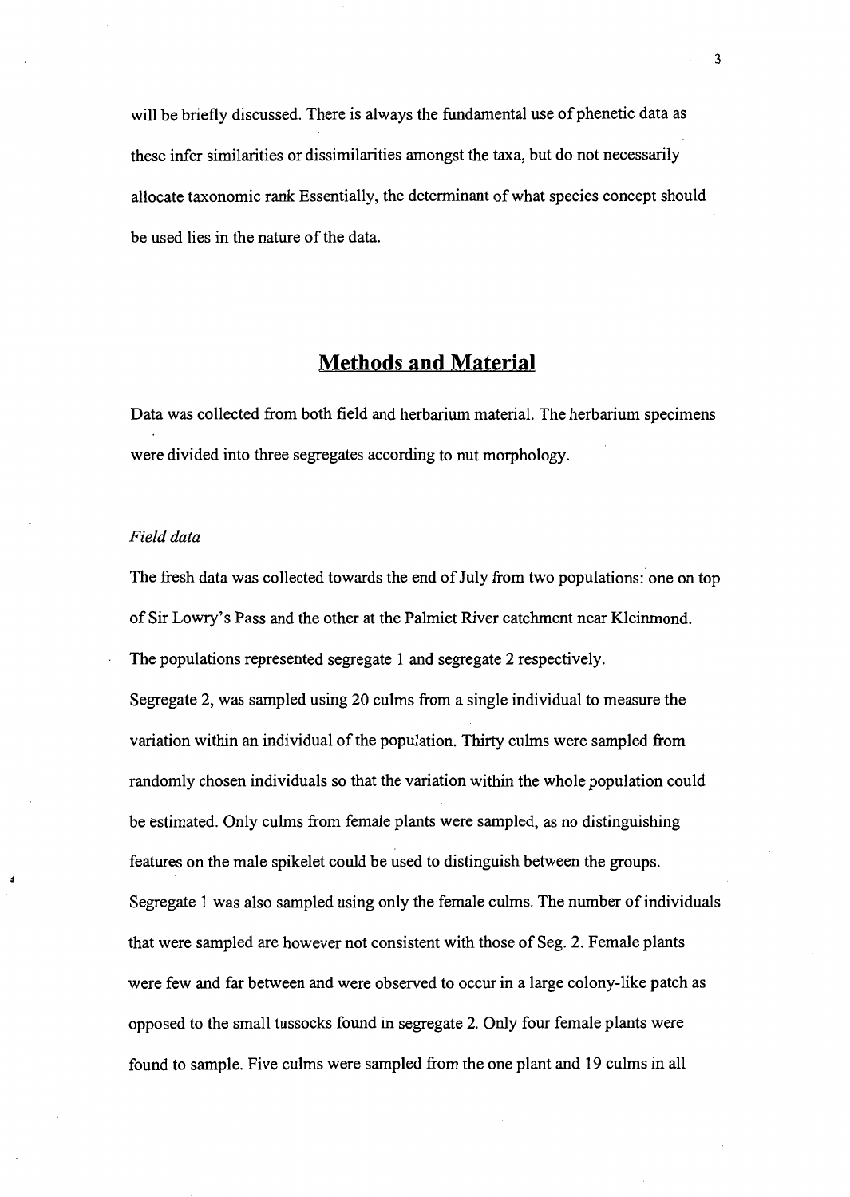will be briefly discussed. There is always the fundamental use of phenetic data as these infer similarities or dissimilarities amongst the taxa, but do not necessarily allocate taxonomic rank Essentially, the determinant of what species concept should be used lies in the nature of the data.

## Methods and Material

Data was collected from both field and herbarium material. The herbarium specimens were divided into three segregates according to nut morphology.

### *Field data*

The fresh data was collected towards the end of July from two populations: one on top of Sir Lowry's Pass and the other at the Palmiet River catchment near Kleinmond. The populations represented segregate 1 and segregate 2 respectively.

Segregate 2, was sampled using 20 culms from a single individual to measure the variation within an individual of the population. Thirty culms were sampled from randomly chosen individuals so that the variation within the whole population could be estimated. Only culms from female plants were sampled, as no distinguishing features on the male spikelet could be used to distinguish between the groups. Segregate 1 was also sampled using only the female culms. The number of individuals that were sampled are however not consistent with those of Seg. 2. Female plants were few and far between and were observed to occur in a large colony-like patch as opposed to the small tussocks found in segregate 2. Only four female plants were found to sample. Five culms were sampled from the one plant and 19 culms in all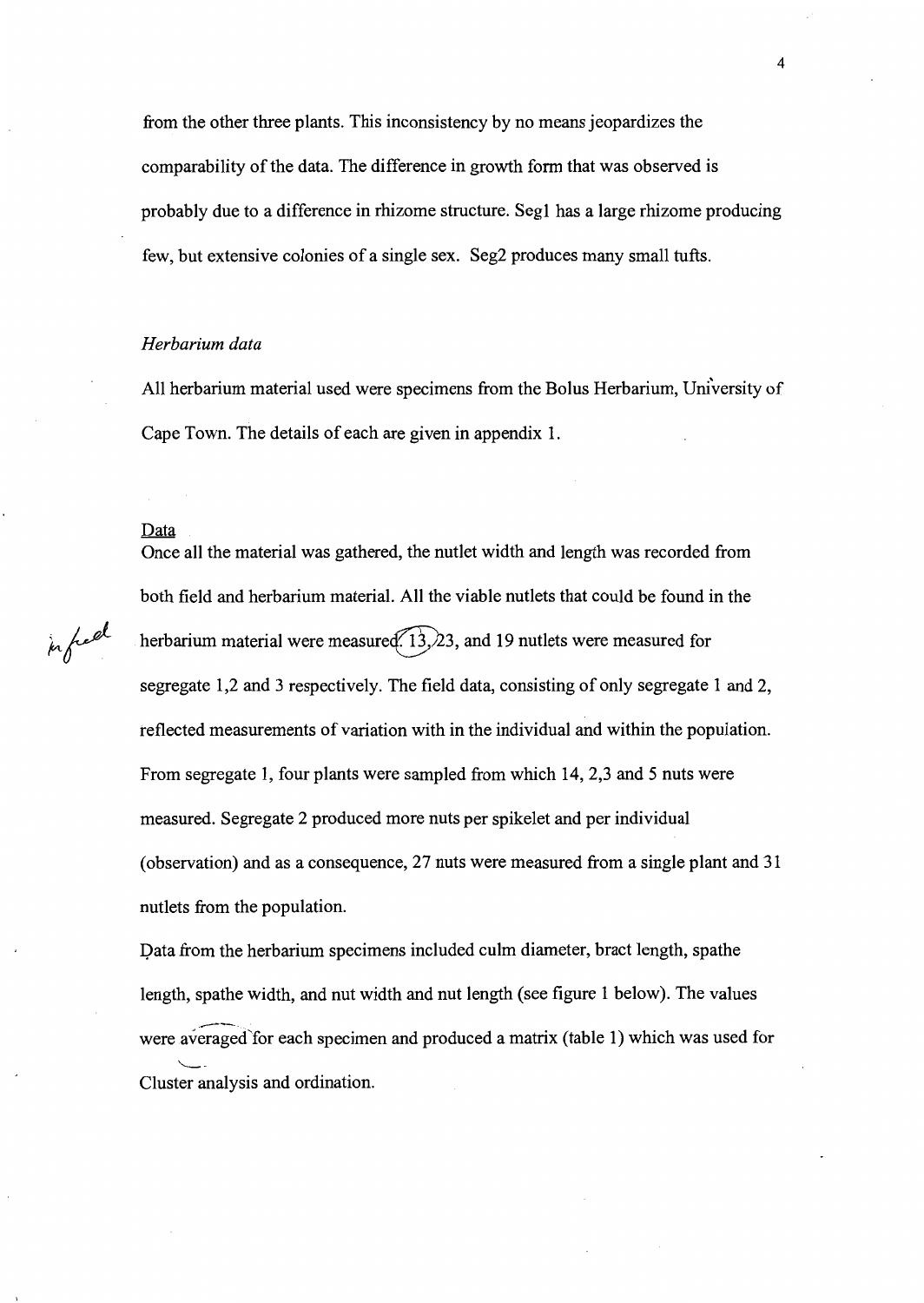from the other three plants. This inconsistency by no means jeopardizes the comparability of the data. The difference in growth form that was observed is probably due to a difference in rhizome structure. Seg1 has a large rhizome producing few, but extensive colonies of a single sex. Seg2 produces many small tufts.

*Herbarium data*

All herbarium material used were specimens from the Bolus Herbarium, University of Cape Town. The details of each are given in appendix 1.

Data

Once all the material was gathered, the nutlet width and length was recorded from both field and herbarium material. All the viable nutlets that could be found in the herbarium material were measured 13, 23, and 19 nutlets were measured for segregate 1,2 and 3 respectively. The field data, consisting of only segregate 1 and 2, reflected measurements of variation with in the individual and within the population. From segregate 1, four plants were sampled from which 14, 2,3 and 5 nuts were measured. Segregate 2 produced more nuts per spikelet and per individual (observation) and as a consequence, 27 nuts were measured from a single plant and 31 nutlets from the population.

Data from the herbarium specimens included culm diameter, bract length, spathe length, spathe width, and nut width and nut length (see figure 1 below). The values were averaged for each specimen and produced a matrix (table 1) which was used for Cluster analysis and ordination.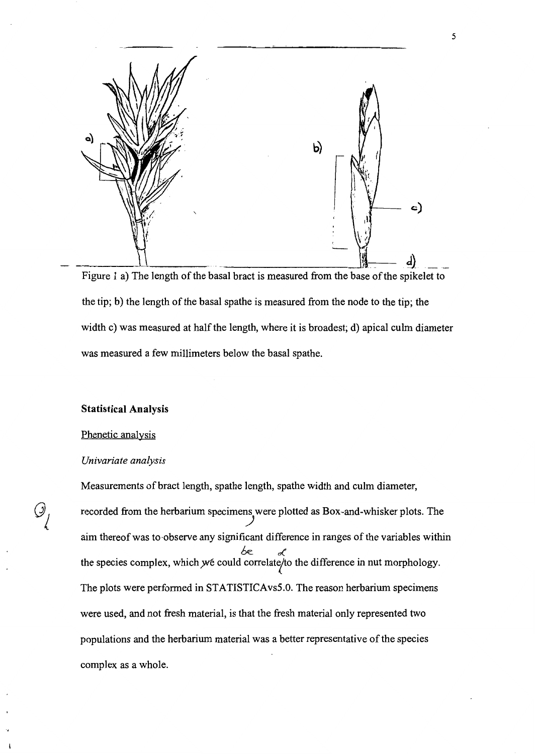Figure 1 a) The length of the basal bract is measured from the base of the spikelet to the tip; b) the length of the basal spathe is measured from the node to the tip; the width c) was measured at half the length, where it is broadest; d) apical culm diameter was measured a few millimeters below the basal spathe.

### Statistical Analysis

Phenetic analysis

*Univariate analysis*

Measurements of bract length, spathe length, spathe width and culm diameter, recorded from the herbarium specimens were plotted as Box-and-whisker plots. The aim thereof was to observe any significant difference in ranges of the variables within the species complex, which we could correlate to the difference in nut morphology. The plots were performed in STATISTICAvs5.0. The reason herbarium specimens were used, and not fresh material, is that the fresh material only represented two populations and the herbarium material was a better representative of the species complex as a whole.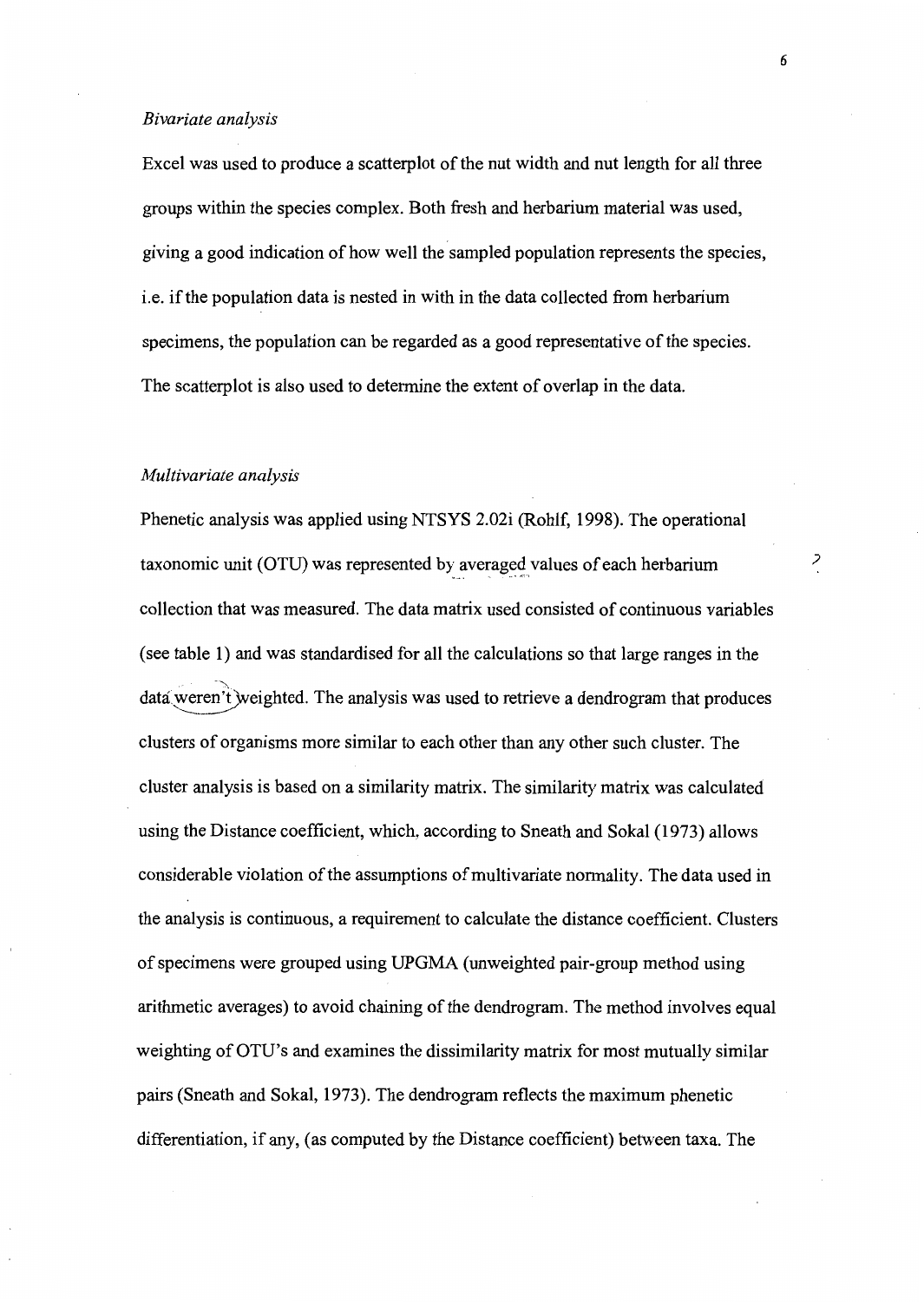*Bivariate analysis*

Excel was used to produce a scatterplot of the nut width and nut length for all three groups within the species complex. Both fresh and herbarium material was used, giving a good indication of how well the sampled population represents the species, i.e. if the population data is nested in with in the data collected from herbarium specimens, the population can be regarded as a good representative of the species. The scatterplot is also used to determine the extent of overlap in the data.

*Multivariate analysis*

Phenetic analysis was applied using NTSYS 2.02i (Rohlf, 1998). The operational taxonomic unit (OTU) was represented by averaged values of each herbarium collection that was measured. The data matrix used consisted of continuous variables (see table 1) and was standardised for all the calculations so that large ranges in the data weren't weighted. The analysis was used to retrieve a dendrogram that produces clusters of organisms more similar to each other than any other such cluster. The cluster analysis is based on a similarity matrix. The similarity matrix was calculated using the Distance coefficient, which, according to Sneath and Sokal (1973) allows considerable violation of the assumptions of multivariate normality. The data used in the analysis is continuous, a requirement to calculate the distance coefficient. Clusters of specimens were grouped using UPGMA (unweighted pair-group method using arithmetic averages) to avoid chaining of the dendrogram. The method involves equal weighting of OTU's and examines the dissimilarity matrix for most mutually similar pairs (Sneath and Sokal, 1973). The dendrogram reflects the maximum phenetic differentiation, if any, (as computed by the Distance coefficient) between taxa. The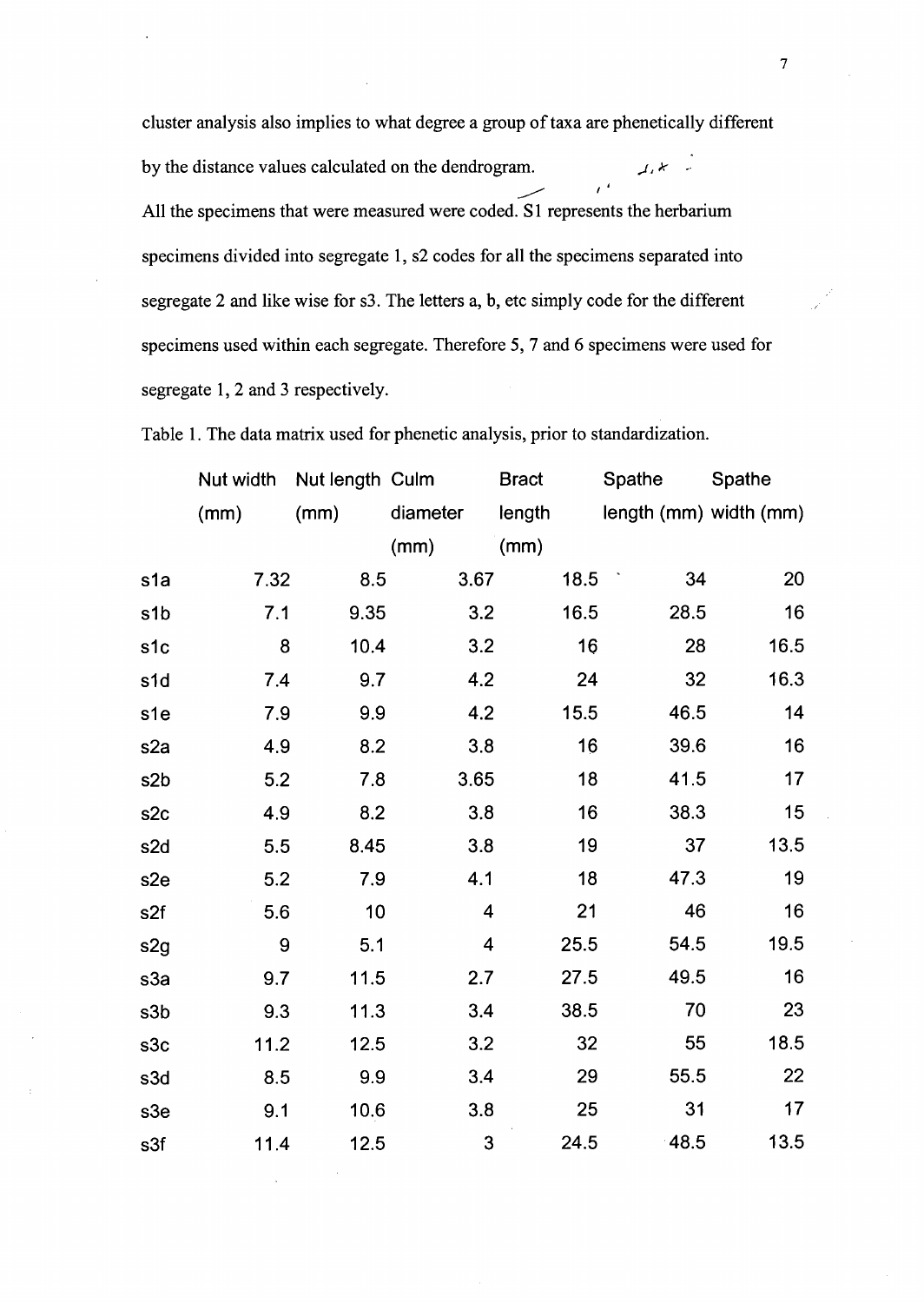cluster analysis also implies to what degree a group of taxa are phenetically different by the distance values calculated on the dendrogram.

All the specimens that were measured were coded. S1 represents the herbarium specimens divided into segregate 1, s2 codes for all the specimens separated into segregate 2 and like wise for s3. The letters a, b, etc simply code for the different specimens used within each segregate. Therefore 5, 7 and 6 specimens were used for segregate 1, 2 and 3 respectively.

Table 1. The data matrix used for phenetic analysis, prior to standardization.

| | Nut width (mm) | Nut length (mm) | Culm diameter (mm) | Bract length (mm) | Spathe length (mm) | Spathe width (mm) |
|---|---|---|---|---|---|---|
| s1a | 7.32 | 8.5 | 3.67 | 18.5 | 34 | 20 |
| s1b | 7.1 | 9.35 | 3.2 | 16.5 | 28.5 | 16 |
| s1c | 8 | 10.4 | 3.2 | 16 | 28 | 16.5 |
| s1d | 7.4 | 9.7 | 4.2 | 24 | 32 | 16.3 |
| s1e | 7.9 | 9.9 | 4.2 | 15.5 | 46.5 | 14 |
| s2a | 4.9 | 8.2 | 3.8 | 16 | 39.6 | 16 |
| s2b | 5.2 | 7.8 | 3.65 | 18 | 41.5 | 17 |
| s2c | 4.9 | 8.2 | 3.8 | 16 | 38.3 | 15 |
| s2d | 5.5 | 8.45 | 3.8 | 19 | 37 | 13.5 |
| s2e | 5.2 | 7.9 | 4.1 | 18 | 47.3 | 19 |
| s2f | 5.6 | 10 | 4 | 21 | 46 | 16 |
| s2g | 9 | 5.1 | 4 | 25.5 | 54.5 | 19.5 |
| s3a | 9.7 | 11.5 | 2.7 | 27.5 | 49.5 | 16 |
| s3b | 9.3 | 11.3 | 3.4 | 38.5 | 70 | 23 |
| s3c | 11.2 | 12.5 | 3.2 | 32 | 55 | 18.5 |
| s3d | 8.5 | 9.9 | 3.4 | 29 | 55.5 | 22 |
| s3e | 9.1 | 10.6 | 3.8 | 25 | 31 | 17 |
| s3f | 11.4 | 12.5 | 3 | 24.5 | 48.5 | 13.5 |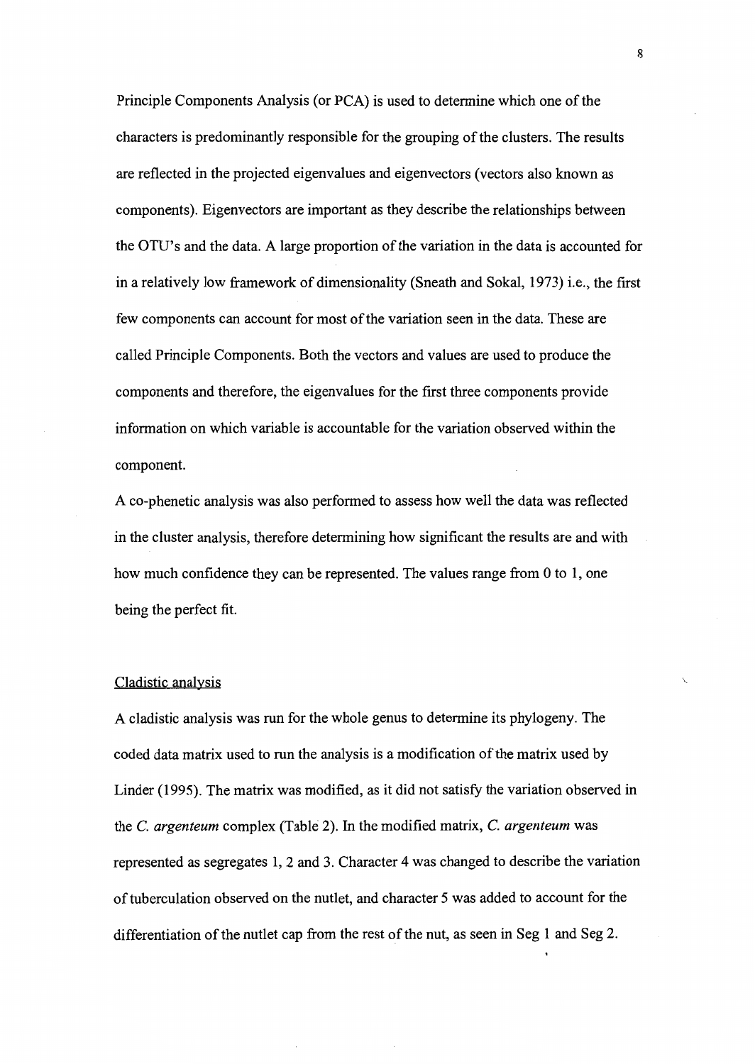Principle Components Analysis (or PCA) is used to determine which one of the characters is predominantly responsible for the grouping of the clusters. The results are reflected in the projected eigenvalues and eigenvectors (vectors also known as components). Eigenvectors are important as they describe the relationships between the OTU's and the data. A large proportion of the variation in the data is accounted for in a relatively low framework of dimensionality (Sneath and Sokal, 1973) i.e., the first few components can account for most of the variation seen in the data. These are called Principle Components. Both the vectors and values are used to produce the components and therefore, the eigenvalues for the first three components provide information on which variable is accountable for the variation observed within the component.

A co-phenetic analysis was also performed to assess how well the data was reflected in the cluster analysis, therefore determining how significant the results are and with how much confidence they can be represented. The values range from 0 to 1, one being the perfect fit.

## Cladistic analysis

A cladistic analysis was run for the whole genus to determine its phylogeny. The coded data matrix used to run the analysis is a modification of the matrix used by Linder (1995). The matrix was modified, as it did not satisfy the variation observed in the *C. argenteum* complex (Table 2). In the modified matrix, *C. argenteum* was represented as segregates 1, 2 and 3. Character 4 was changed to describe the variation of tuberculation observed on the nutlet, and character 5 was added to account for the differentiation of the nutlet cap from the rest of the nut, as seen in Seg 1 and Seg 2.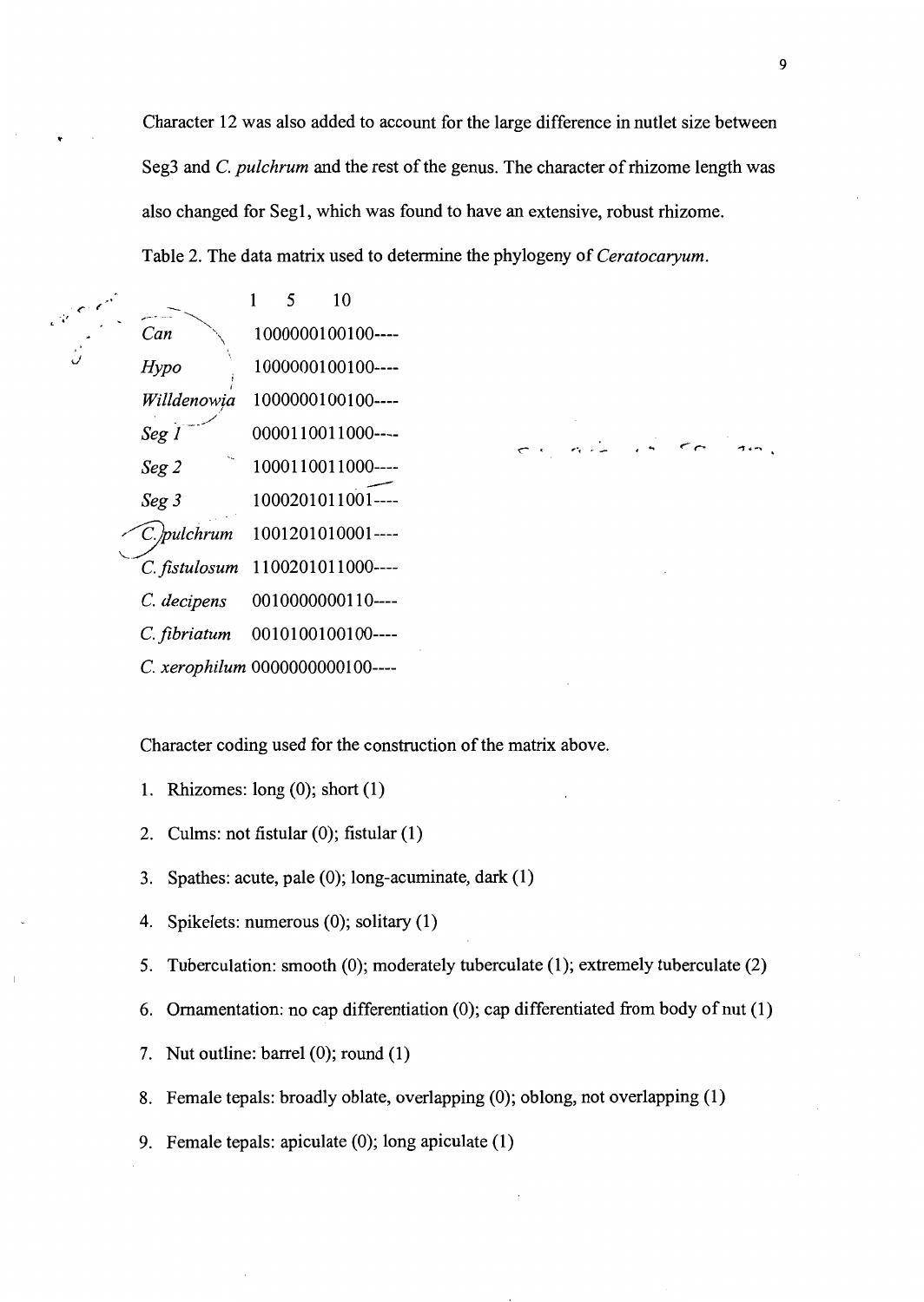Character 12 was also added to account for the large difference in nutlet size between Seg3 and *C. pulchrum* and the rest of the genus. The character of rhizome length was also changed for Seg1, which was found to have an extensive, robust rhizome.

Table 2. The data matrix used to determine the phylogeny of *Ceratocaryum*.

| | 1 5 10 |
|---|---|
| *Can* | 1000000100100---- |
| *Hypo* | 1000000100100---- |
| *Willdenowia* | 1000000100100---- |
| *Seg 1* | 0000110011000---- |
| *Seg 2* | 1000110011000---- |
| *Seg 3* | 1000201011001---- |
| *C. pulchrum* | 1001201010001---- |
| *C. fistulosum* | 1100201011000---- |
| *C. decipens* | 0010000000110---- |
| *C. fibriatum* | 0010100100100---- |
| *C. xerophilum* | 0000000000100---- |

Character coding used for the construction of the matrix above.

1. Rhizomes: long (0); short (1)
2. Culms: not fistular (0); fistular (1)
3. Spathes: acute, pale (0); long-acuminate, dark (1)
4. Spikelets: numerous (0); solitary (1)
5. Tuberculation: smooth (0); moderately tuberculate (1); extremely tuberculate (2)
6. Ornamentation: no cap differentiation (0); cap differentiated from body of nut (1)
7. Nut outline: barrel (0); round (1)
8. Female tepals: broadly oblate, overlapping (0); oblong, not overlapping (1)
9. Female tepals: apiculate (0); long apiculate (1)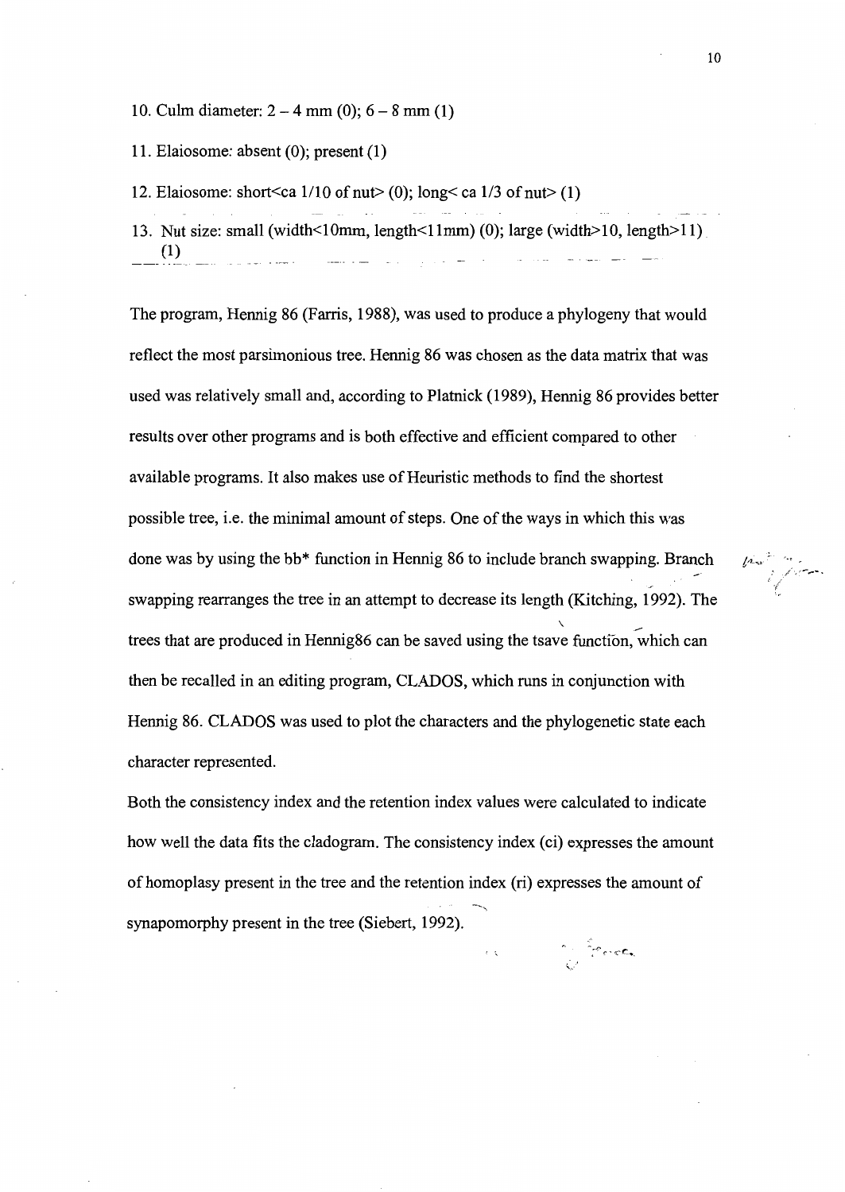10. Culm diameter: 2 – 4 mm (0); 6 – 8 mm (1)

11. Elaiosome: absent (0); present (1)

12. Elaiosome: short<ca 1/10 of nut> (0); long< ca 1/3 of nut> (1)

13. Nut size: small (width<10mm, length<11mm) (0); large (width>10, length>11) (1)

The program, Hennig 86 (Farris, 1988), was used to produce a phylogeny that would reflect the most parsimonious tree. Hennig 86 was chosen as the data matrix that was used was relatively small and, according to Platnick (1989), Hennig 86 provides better results over other programs and is both effective and efficient compared to other available programs. It also makes use of Heuristic methods to find the shortest possible tree, i.e. the minimal amount of steps. One of the ways in which this was done was by using the bb* function in Hennig 86 to include branch swapping. Branch swapping rearranges the tree in an attempt to decrease its length (Kitching, 1992). The trees that are produced in Hennig86 can be saved using the tsave function, which can then be recalled in an editing program, CLADOS, which runs in conjunction with Hennig 86. CLADOS was used to plot the characters and the phylogenetic state each character represented.

Both the consistency index and the retention index values were calculated to indicate how well the data fits the cladogram. The consistency index (ci) expresses the amount of homoplasy present in the tree and the retention index (ri) expresses the amount of synapomorphy present in the tree (Siebert, 1992).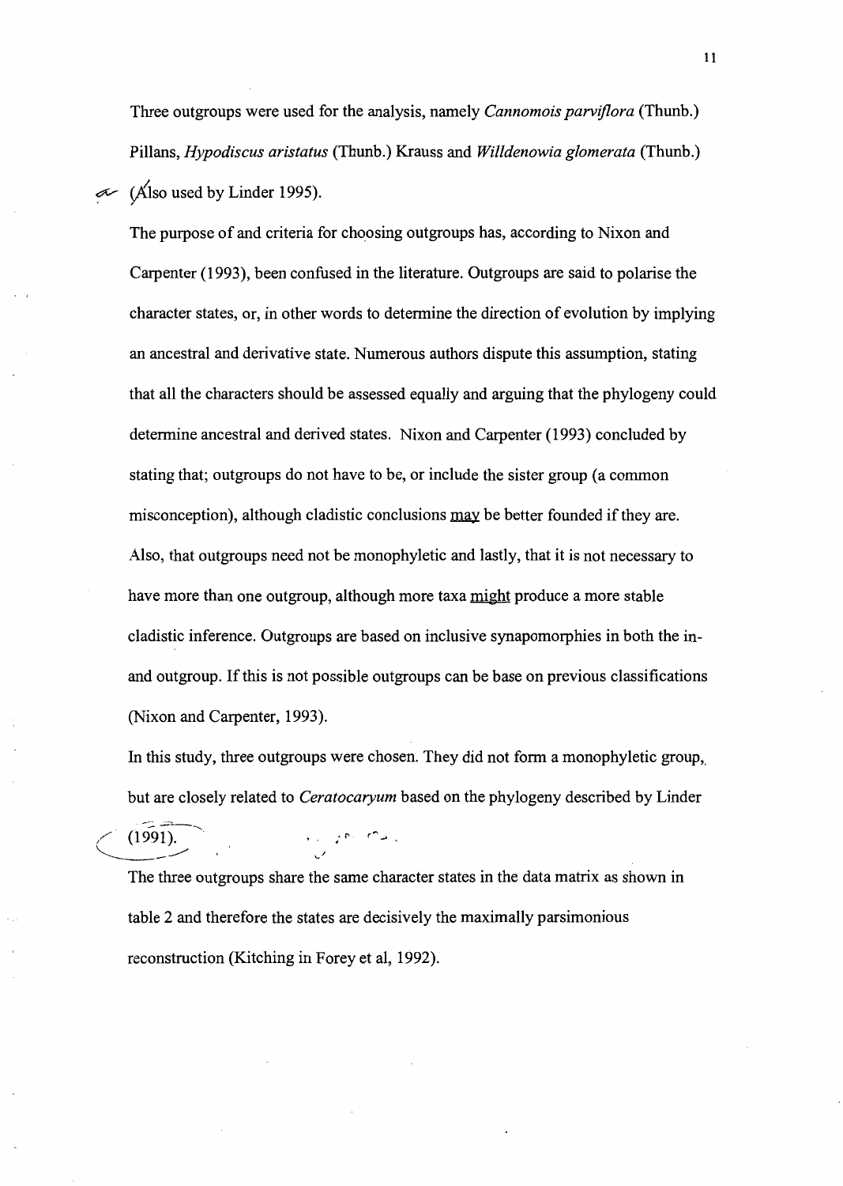Three outgroups were used for the analysis, namely *Cannomois parviflora* (Thunb.) Pillans, *Hypodiscus aristatus* (Thunb.) Krauss and *Willdenowia glomerata* (Thunb.) (Also used by Linder 1995).

The purpose of and criteria for choosing outgroups has, according to Nixon and Carpenter (1993), been confused in the literature. Outgroups are said to polarise the character states, or, in other words to determine the direction of evolution by implying an ancestral and derivative state. Numerous authors dispute this assumption, stating that all the characters should be assessed equally and arguing that the phylogeny could determine ancestral and derived states. Nixon and Carpenter (1993) concluded by stating that; outgroups do not have to be, or include the sister group (a common misconception), although cladistic conclusions <u>may</u> be better founded if they are. Also, that outgroups need not be monophyletic and lastly, that it is not necessary to have more than one outgroup, although more taxa <u>might</u> produce a more stable cladistic inference. Outgroups are based on inclusive synapomorphies in both the in- and outgroup. If this is not possible outgroups can be base on previous classifications (Nixon and Carpenter, 1993).

In this study, three outgroups were chosen. They did not form a monophyletic group, but are closely related to *Ceratocaryum* based on the phylogeny described by Linder (1991).

The three outgroups share the same character states in the data matrix as shown in table 2 and therefore the states are decisively the maximally parsimonious reconstruction (Kitching in Forey et al, 1992).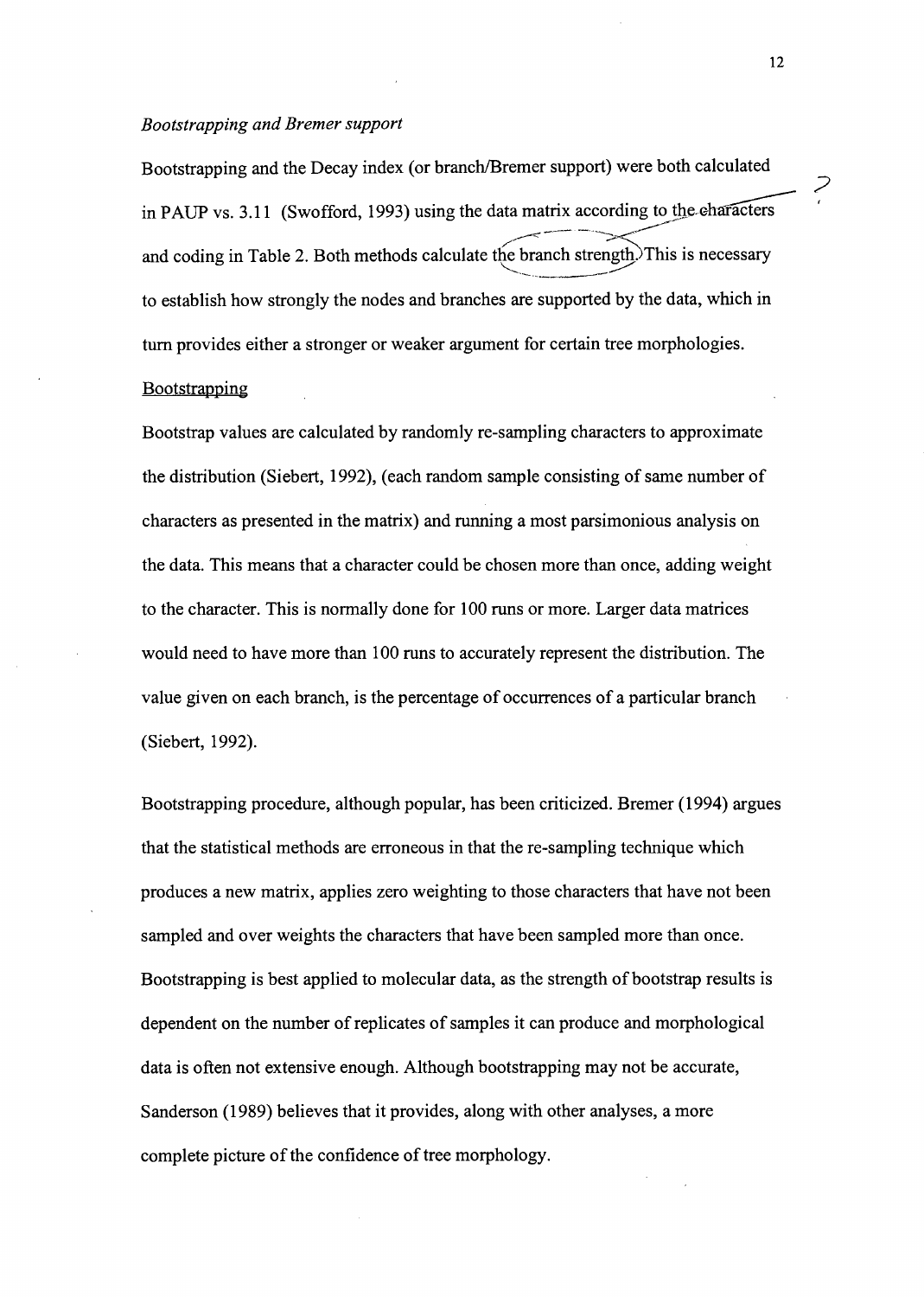*Bootstrapping and Bremer support*

Bootstrapping and the Decay index (or branch/Bremer support) were both calculated in PAUP vs. 3.11 (Swofford, 1993) using the data matrix according to the characters and coding in Table 2. Both methods calculate the branch strength. This is necessary to establish how strongly the nodes and branches are supported by the data, which in turn provides either a stronger or weaker argument for certain tree morphologies.

Bootstrapping

Bootstrap values are calculated by randomly re-sampling characters to approximate the distribution (Siebert, 1992), (each random sample consisting of same number of characters as presented in the matrix) and running a most parsimonious analysis on the data. This means that a character could be chosen more than once, adding weight to the character. This is normally done for 100 runs or more. Larger data matrices would need to have more than 100 runs to accurately represent the distribution. The value given on each branch, is the percentage of occurrences of a particular branch (Siebert, 1992).

Bootstrapping procedure, although popular, has been criticized. Bremer (1994) argues that the statistical methods are erroneous in that the re-sampling technique which produces a new matrix, applies zero weighting to those characters that have not been sampled and over weights the characters that have been sampled more than once. Bootstrapping is best applied to molecular data, as the strength of bootstrap results is dependent on the number of replicates of samples it can produce and morphological data is often not extensive enough. Although bootstrapping may not be accurate, Sanderson (1989) believes that it provides, along with other analyses, a more complete picture of the confidence of tree morphology.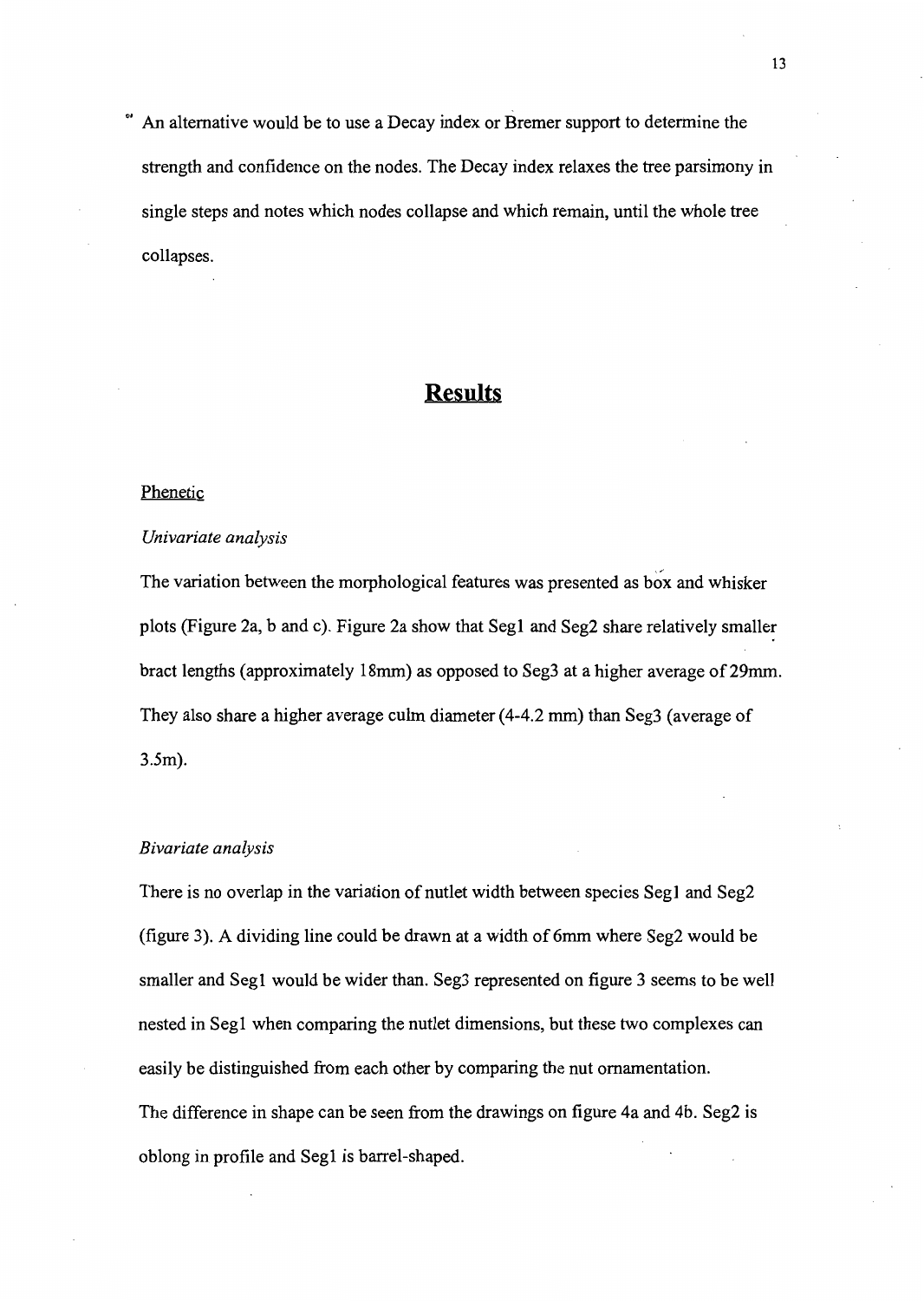An alternative would be to use a Decay index or Bremer support to determine the strength and confidence on the nodes. The Decay index relaxes the tree parsimony in single steps and notes which nodes collapse and which remain, until the whole tree collapses.

# **Results**

## Phenetic

### *Univariate analysis*

The variation between the morphological features was presented as box and whisker plots (Figure 2a, b and c). Figure 2a show that Seg1 and Seg2 share relatively smaller bract lengths (approximately 18mm) as opposed to Seg3 at a higher average of 29mm. They also share a higher average culm diameter (4-4.2 mm) than Seg3 (average of 3.5m).

### *Bivariate analysis*

There is no overlap in the variation of nutlet width between species Seg1 and Seg2 (figure 3). A dividing line could be drawn at a width of 6mm where Seg2 would be smaller and Seg1 would be wider than. Seg3 represented on figure 3 seems to be well nested in Seg1 when comparing the nutlet dimensions, but these two complexes can easily be distinguished from each other by comparing the nut ornamentation.

The difference in shape can be seen from the drawings on figure 4a and 4b. Seg2 is oblong in profile and Seg1 is barrel-shaped.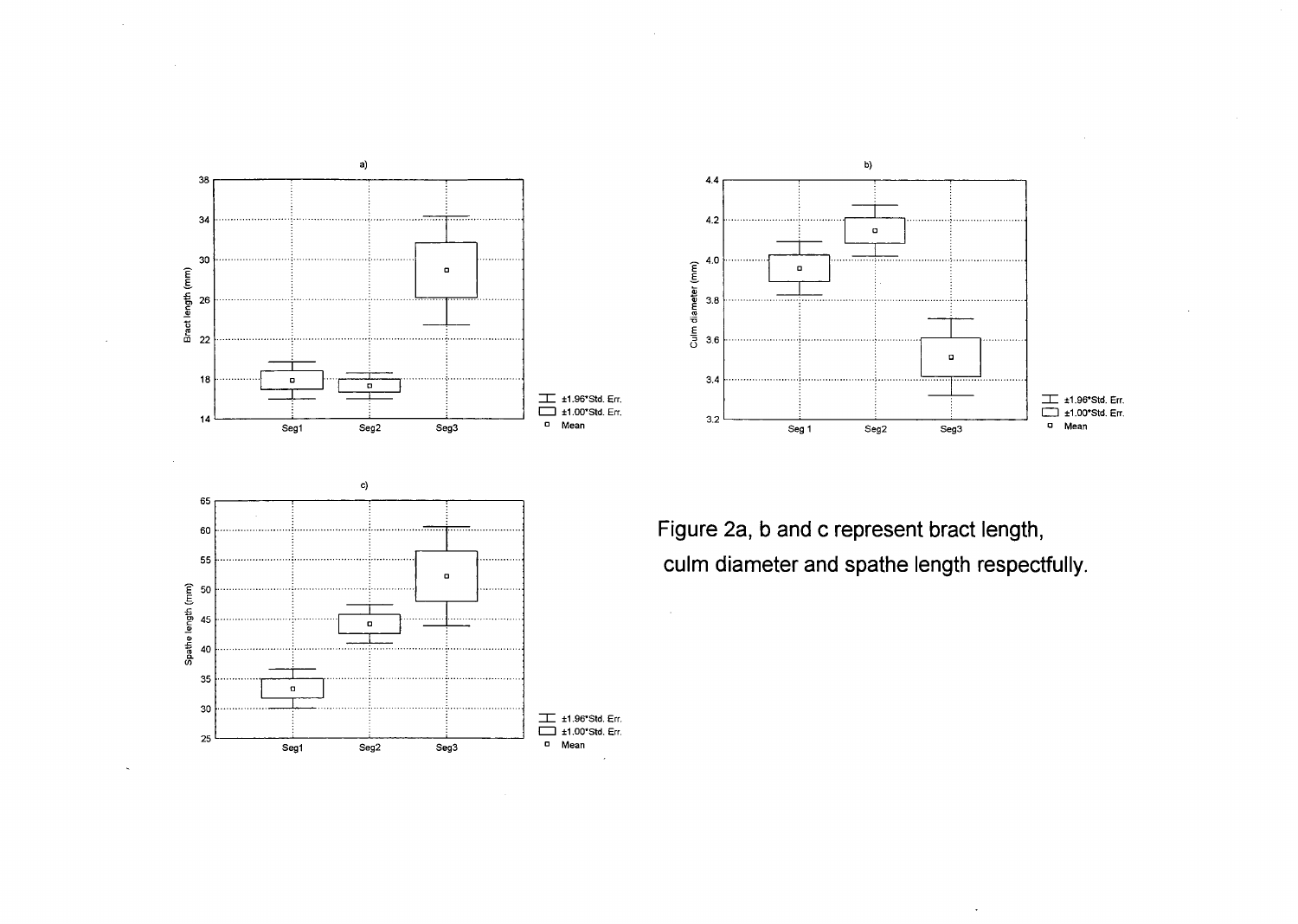Figure 2a, b and c represent bract length, culm diameter and spathe length respectfully.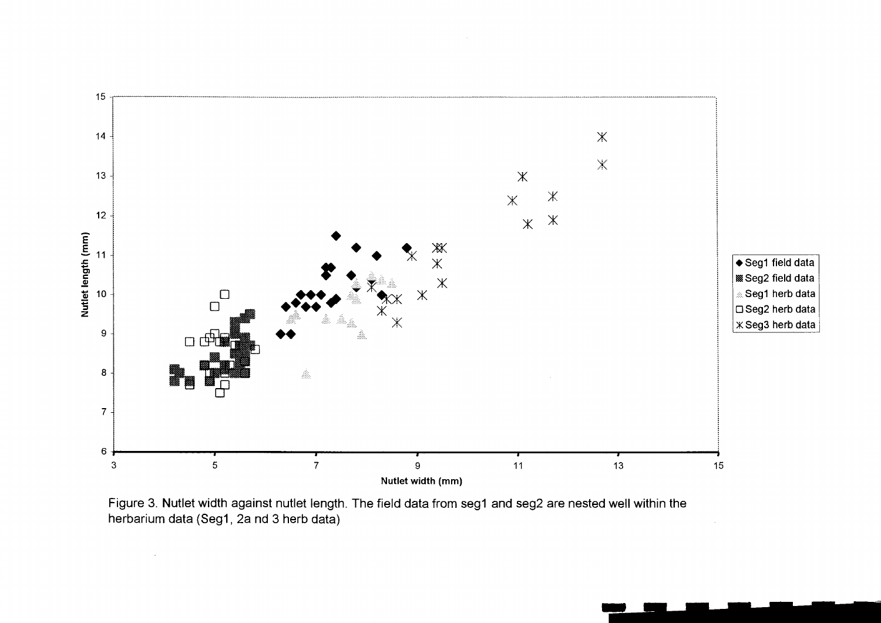Figure 3. Nutlet width against nutlet length. The field data from seg1 and seg2 are nested well within the herbarium data (Seg1, 2a nd 3 herb data)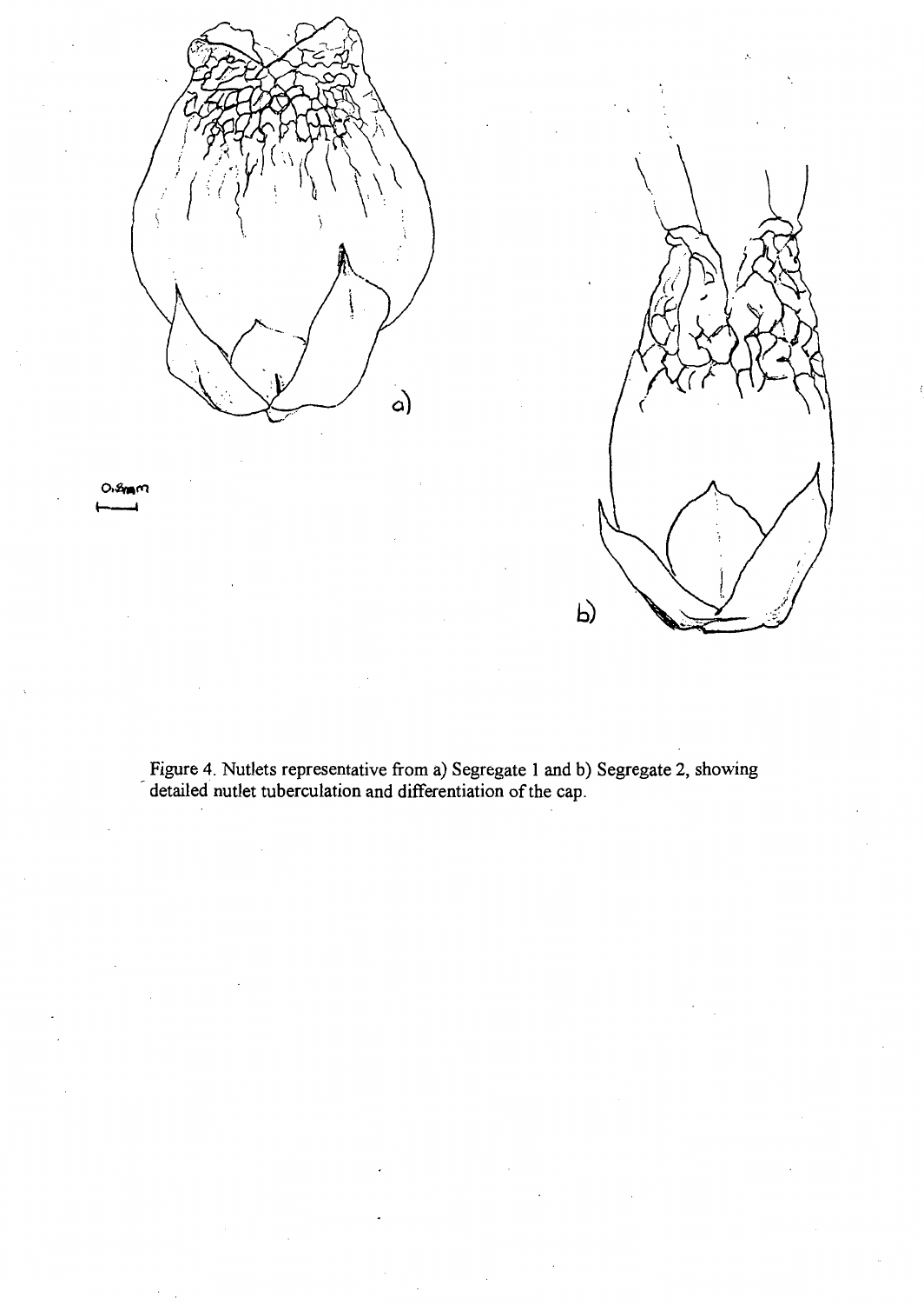Figure 4. Nutlets representative from a) Segregate 1 and b) Segregate 2, showing detailed nutlet tuberculation and differentiation of the cap.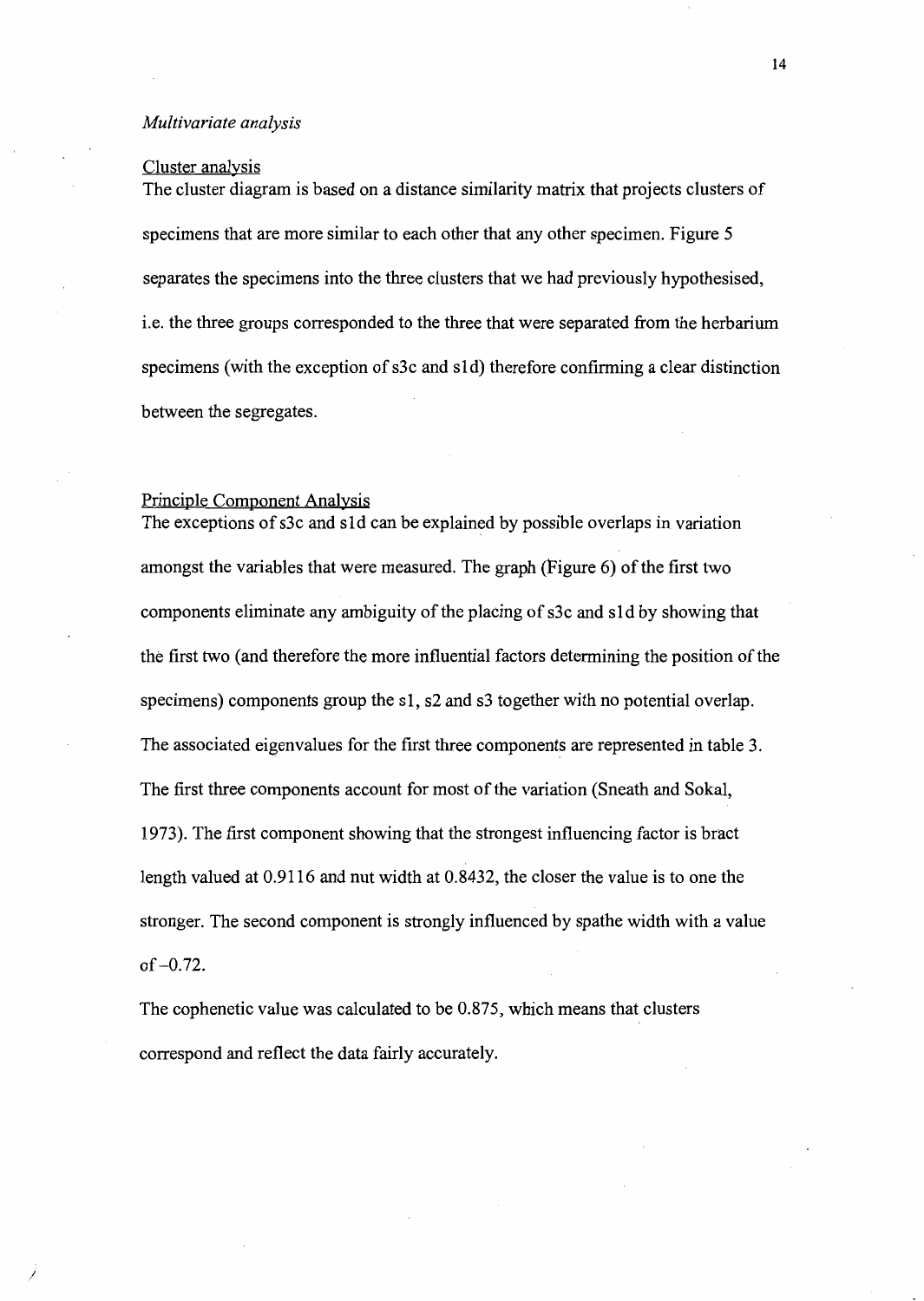*Multivariate analysis*

Cluster analysis

The cluster diagram is based on a distance similarity matrix that projects clusters of specimens that are more similar to each other that any other specimen. Figure 5 separates the specimens into the three clusters that we had previously hypothesised, i.e. the three groups corresponded to the three that were separated from the herbarium specimens (with the exception of s3c and s1d) therefore confirming a clear distinction between the segregates.

Principle Component Analysis

The exceptions of s3c and s1d can be explained by possible overlaps in variation amongst the variables that were measured. The graph (Figure 6) of the first two components eliminate any ambiguity of the placing of s3c and s1d by showing that the first two (and therefore the more influential factors determining the position of the specimens) components group the s1, s2 and s3 together with no potential overlap. The associated eigenvalues for the first three components are represented in table 3. The first three components account for most of the variation (Sneath and Sokal, 1973). The first component showing that the strongest influencing factor is bract length valued at 0.9116 and nut width at 0.8432, the closer the value is to one the stronger. The second component is strongly influenced by spathe width with a value of –0.72.

The cophenetic value was calculated to be 0.875, which means that clusters correspond and reflect the data fairly accurately.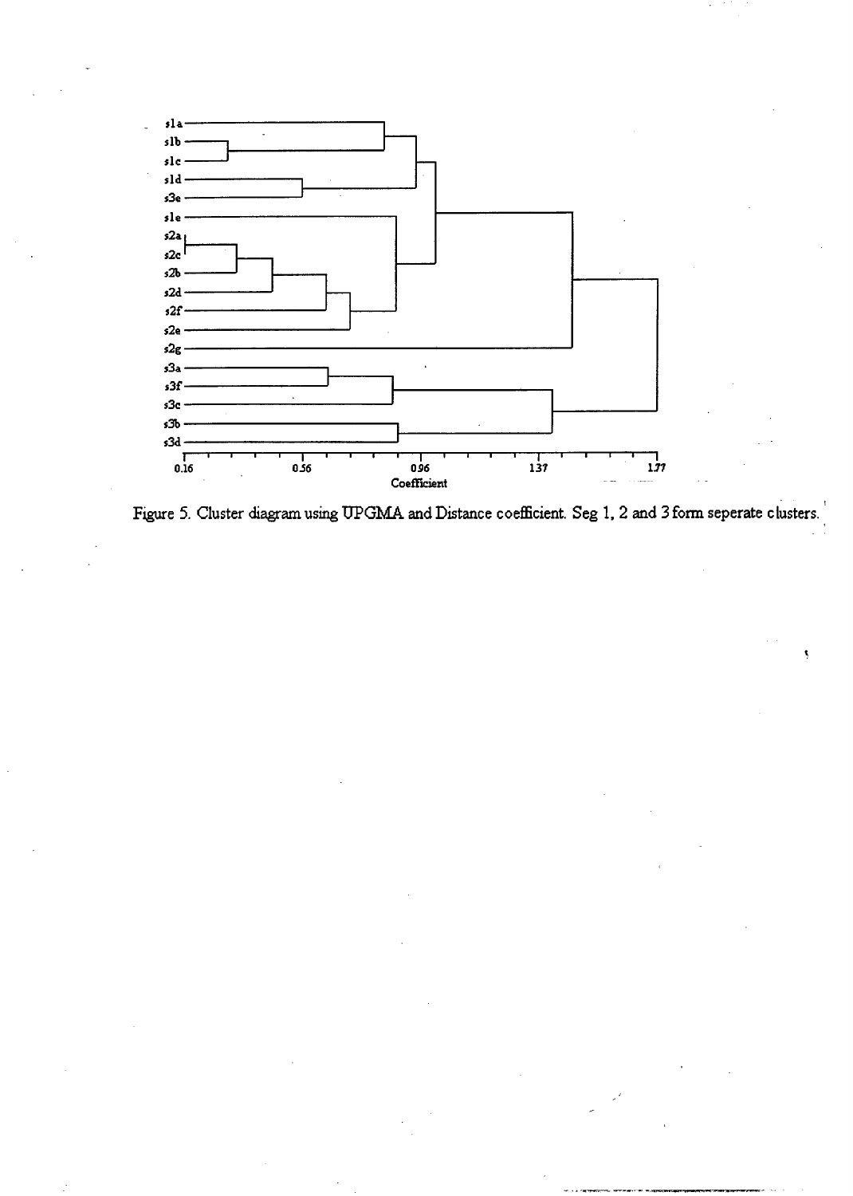Figure 5. Cluster diagram using UPGMA and Distance coefficient. Seg 1, 2 and 3 form seperate clusters.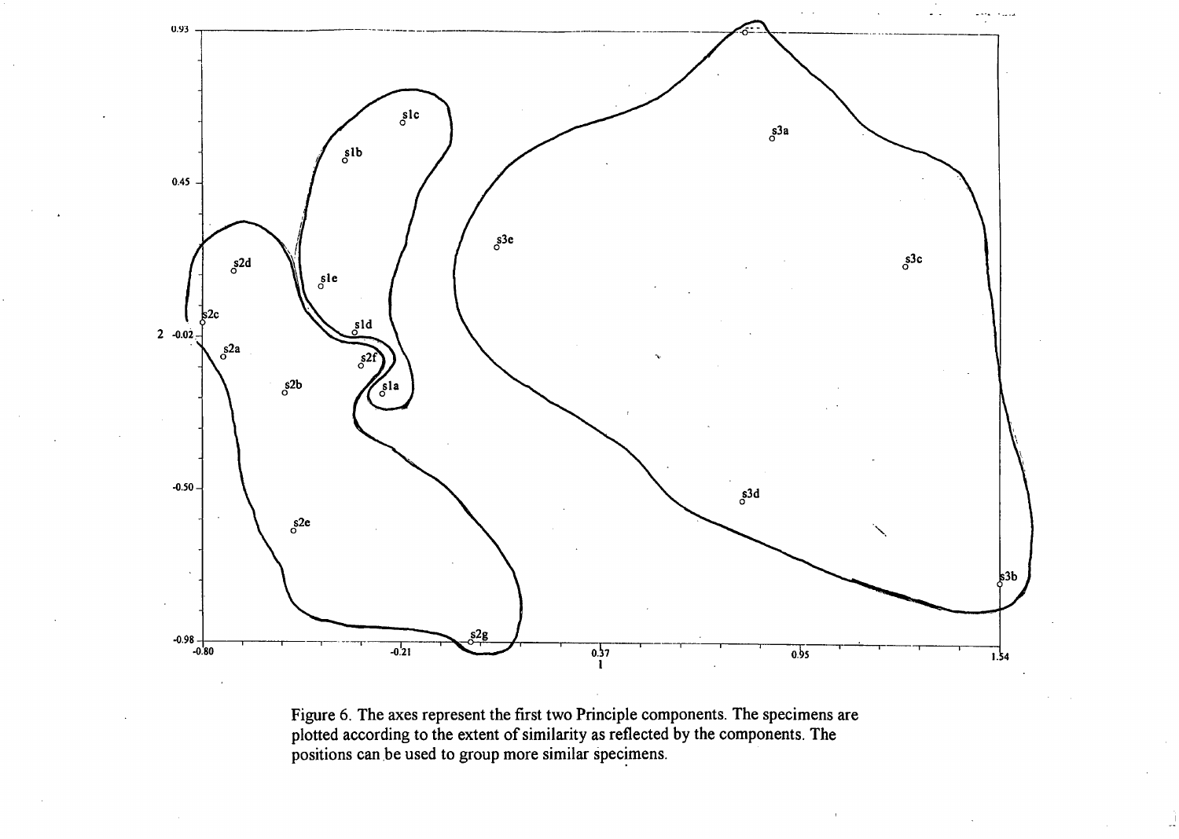Figure 6. The axes represent the first two Principle components. The specimens are plotted according to the extent of similarity as reflected by the components. The positions can be used to group more similar specimens.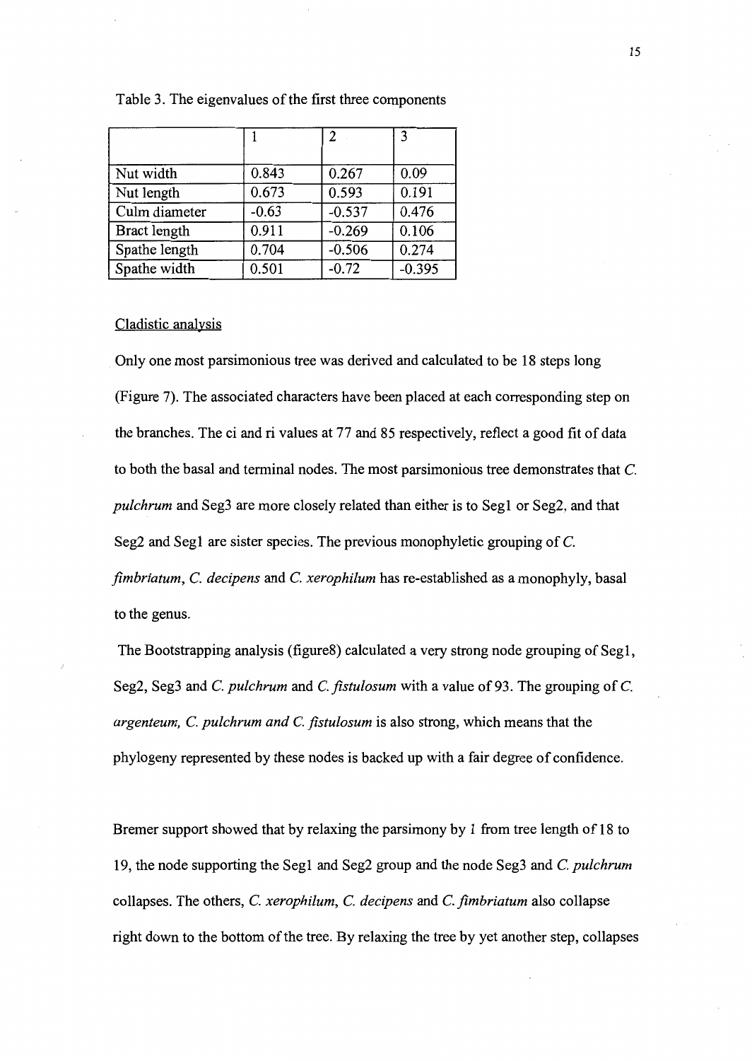Table 3. The eigenvalues of the first three components

| | 1 | 2 | 3 |
|---|---|---|---|
| Nut width | 0.843 | 0.267 | 0.09 |
| Nut length | 0.673 | 0.593 | 0.191 |
| Culm diameter | -0.63 | -0.537 | 0.476 |
| Bract length | 0.911 | -0.269 | 0.106 |
| Spathe length | 0.704 | -0.506 | 0.274 |
| Spathe width | 0.501 | -0.72 | -0.395 |

Cladistic analysis

Only one most parsimonious tree was derived and calculated to be 18 steps long (Figure 7). The associated characters have been placed at each corresponding step on the branches. The ci and ri values at 77 and 85 respectively, reflect a good fit of data to both the basal and terminal nodes. The most parsimonious tree demonstrates that *C. pulchrum* and Seg3 are more closely related than either is to Seg1 or Seg2, and that Seg2 and Seg1 are sister species. The previous monophyletic grouping of *C. fimbriatum*, *C. decipens* and *C. xerophilum* has re-established as a monophyly, basal to the genus.

The Bootstrapping analysis (figure8) calculated a very strong node grouping of Seg1, Seg2, Seg3 and *C. pulchrum* and *C. fistulosum* with a value of 93. The grouping of *C. argenteum, C. pulchrum and C. fistulosum* is also strong, which means that the phylogeny represented by these nodes is backed up with a fair degree of confidence.

Bremer support showed that by relaxing the parsimony by 1 from tree length of 18 to 19, the node supporting the Seg1 and Seg2 group and the node Seg3 and *C. pulchrum* collapses. The others, *C. xerophilum*, *C. decipens* and *C. fimbriatum* also collapse right down to the bottom of the tree. By relaxing the tree by yet another step, collapses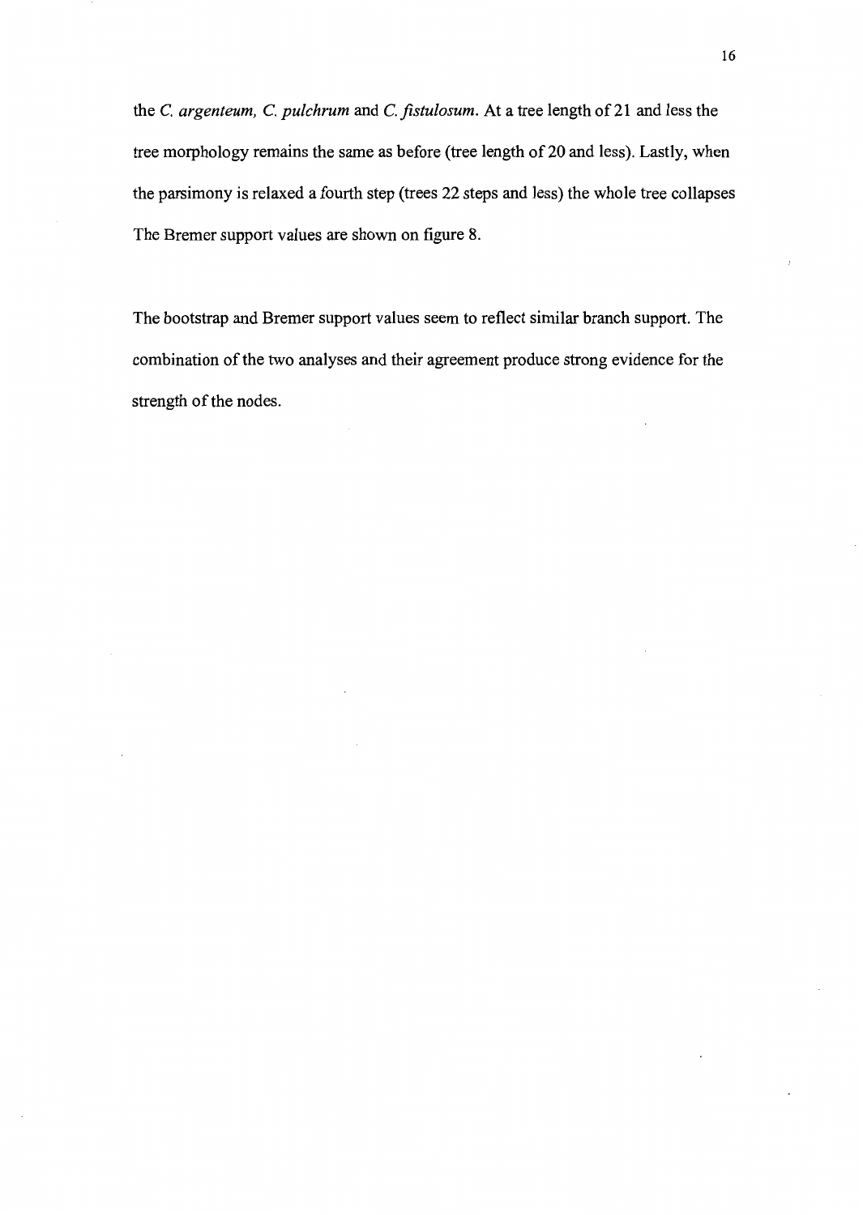the *C. argenteum, C. pulchrum* and *C. fistulosum*. At a tree length of 21 and less the tree morphology remains the same as before (tree length of 20 and less). Lastly, when the parsimony is relaxed a fourth step (trees 22 steps and less) the whole tree collapses The Bremer support values are shown on figure 8.

The bootstrap and Bremer support values seem to reflect similar branch support. The combination of the two analyses and their agreement produce strong evidence for the strength of the nodes.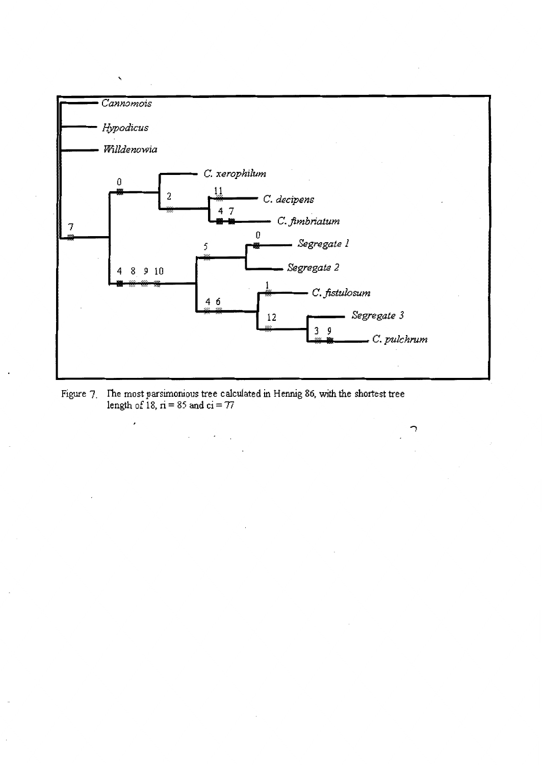Figure 7. The most parsimonious tree calculated in Hennig 86, with the shortest tree length of 18, ri = 85 and ci = 77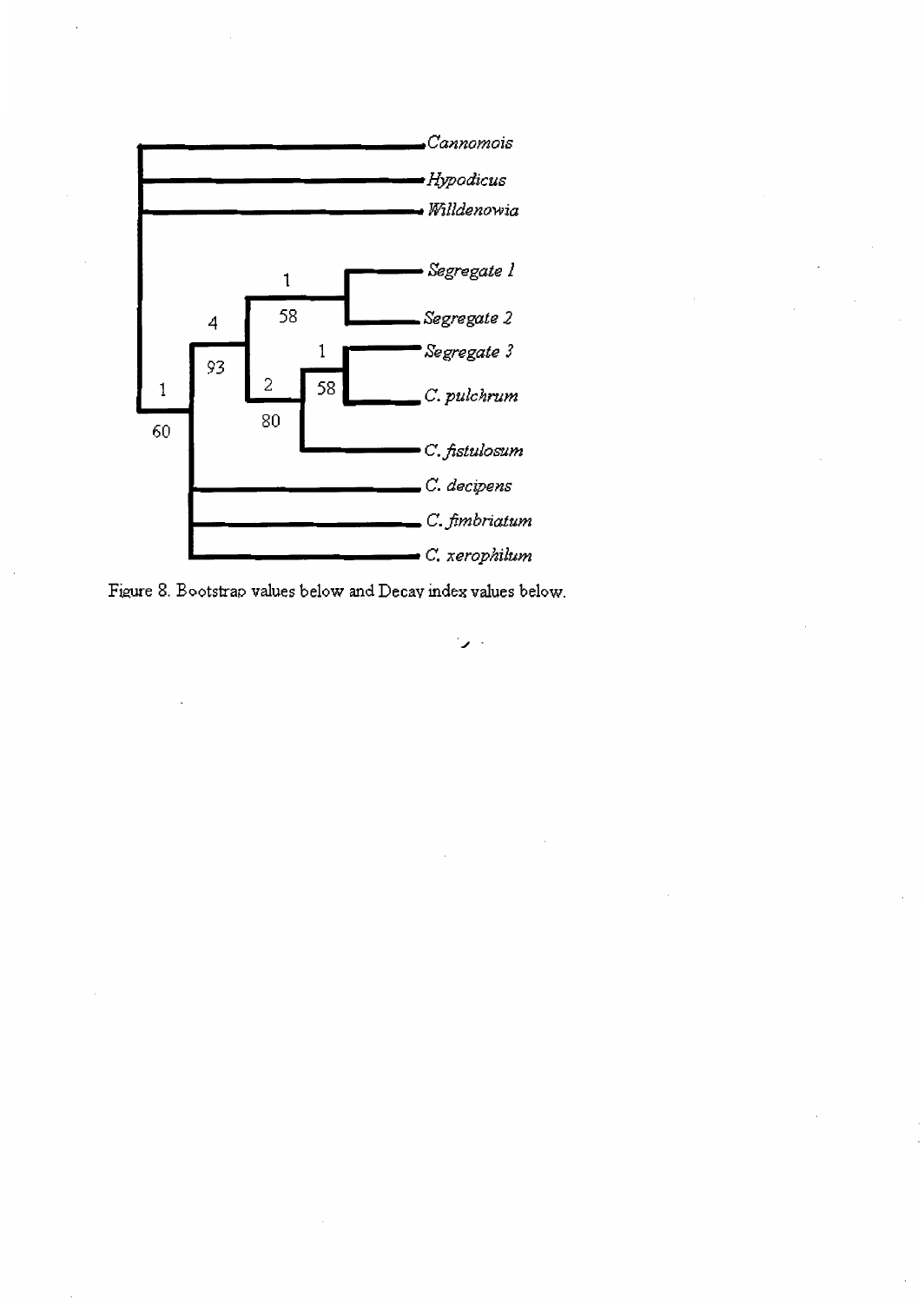Figure 8. Bootstrap values below and Decay index values below.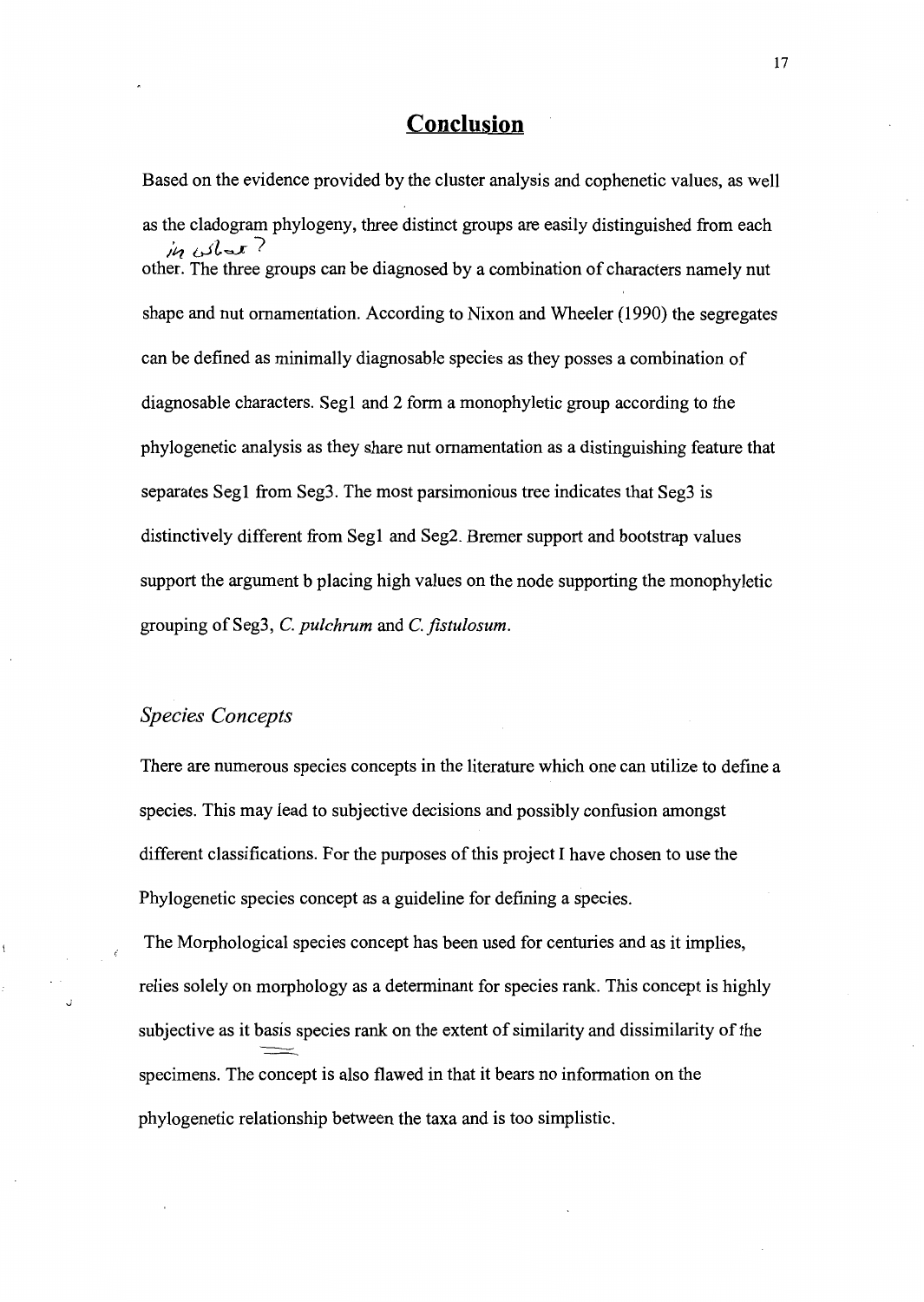## Conclusion

Based on the evidence provided by the cluster analysis and cophenetic values, as well as the cladogram phylogeny, three distinct groups are easily distinguished from each other. The three groups can be diagnosed by a combination of characters namely nut shape and nut ornamentation. According to Nixon and Wheeler (1990) the segregates can be defined as minimally diagnosable species as they posses a combination of diagnosable characters. Seg1 and 2 form a monophyletic group according to the phylogenetic analysis as they share nut ornamentation as a distinguishing feature that separates Seg1 from Seg3. The most parsimonious tree indicates that Seg3 is distinctively different from Seg1 and Seg2. Bremer support and bootstrap values support the argument b placing high values on the node supporting the monophyletic grouping of Seg3, *C. pulchrum* and *C. fistulosum*.

### *Species Concepts*

There are numerous species concepts in the literature which one can utilize to define a species. This may lead to subjective decisions and possibly confusion amongst different classifications. For the purposes of this project I have chosen to use the Phylogenetic species concept as a guideline for defining a species.

The Morphological species concept has been used for centuries and as it implies, relies solely on morphology as a determinant for species rank. This concept is highly subjective as it basis species rank on the extent of similarity and dissimilarity of the specimens. The concept is also flawed in that it bears no information on the phylogenetic relationship between the taxa and is too simplistic.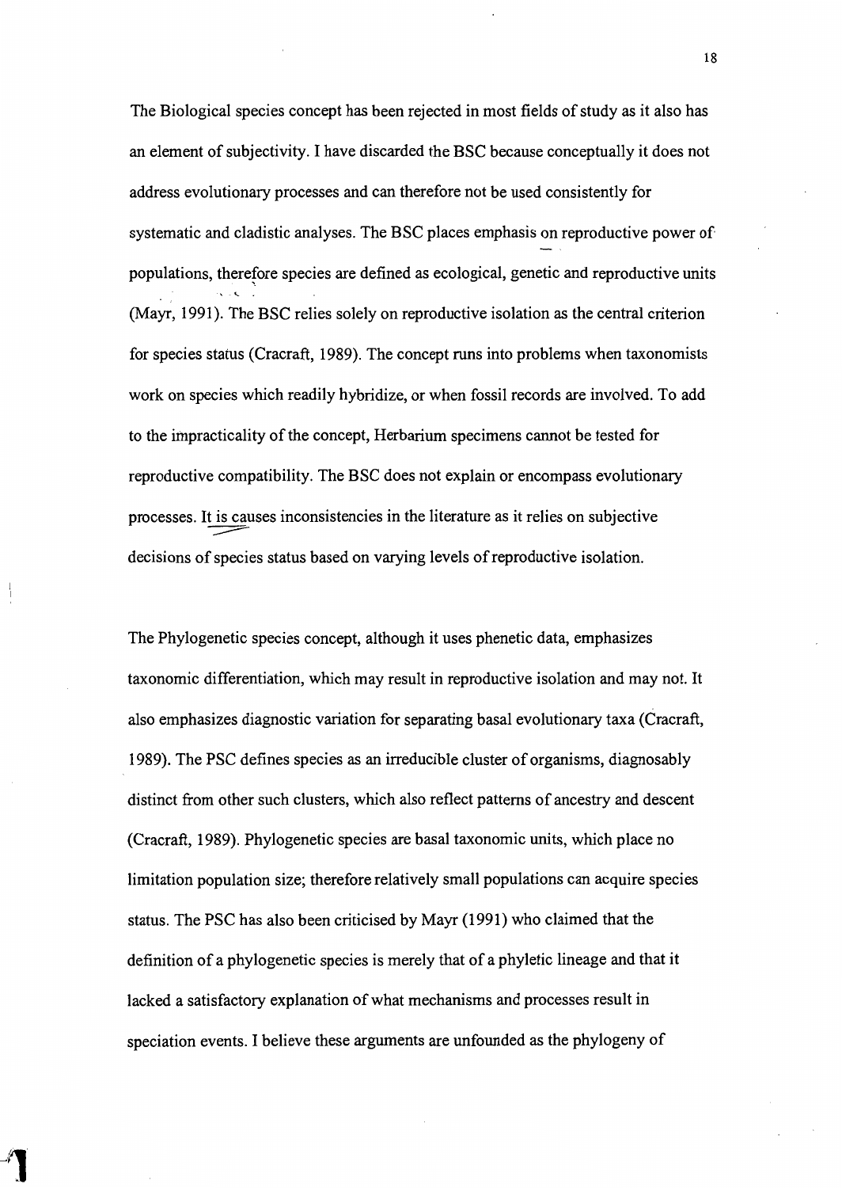The Biological species concept has been rejected in most fields of study as it also has an element of subjectivity. I have discarded the BSC because conceptually it does not address evolutionary processes and can therefore not be used consistently for systematic and cladistic analyses. The BSC places emphasis on reproductive power of populations, therefore species are defined as ecological, genetic and reproductive units (Mayr, 1991). The BSC relies solely on reproductive isolation as the central criterion for species status (Cracraft, 1989). The concept runs into problems when taxonomists work on species which readily hybridize, or when fossil records are involved. To add to the impracticality of the concept, Herbarium specimens cannot be tested for reproductive compatibility. The BSC does not explain or encompass evolutionary processes. It is causes inconsistencies in the literature as it relies on subjective decisions of species status based on varying levels of reproductive isolation.

The Phylogenetic species concept, although it uses phenetic data, emphasizes taxonomic differentiation, which may result in reproductive isolation and may not. It also emphasizes diagnostic variation for separating basal evolutionary taxa (Cracraft, 1989). The PSC defines species as an irreducible cluster of organisms, diagnosably distinct from other such clusters, which also reflect patterns of ancestry and descent (Cracraft, 1989). Phylogenetic species are basal taxonomic units, which place no limitation population size; therefore relatively small populations can acquire species status. The PSC has also been criticised by Mayr (1991) who claimed that the definition of a phylogenetic species is merely that of a phyletic lineage and that it lacked a satisfactory explanation of what mechanisms and processes result in speciation events. I believe these arguments are unfounded as the phylogeny of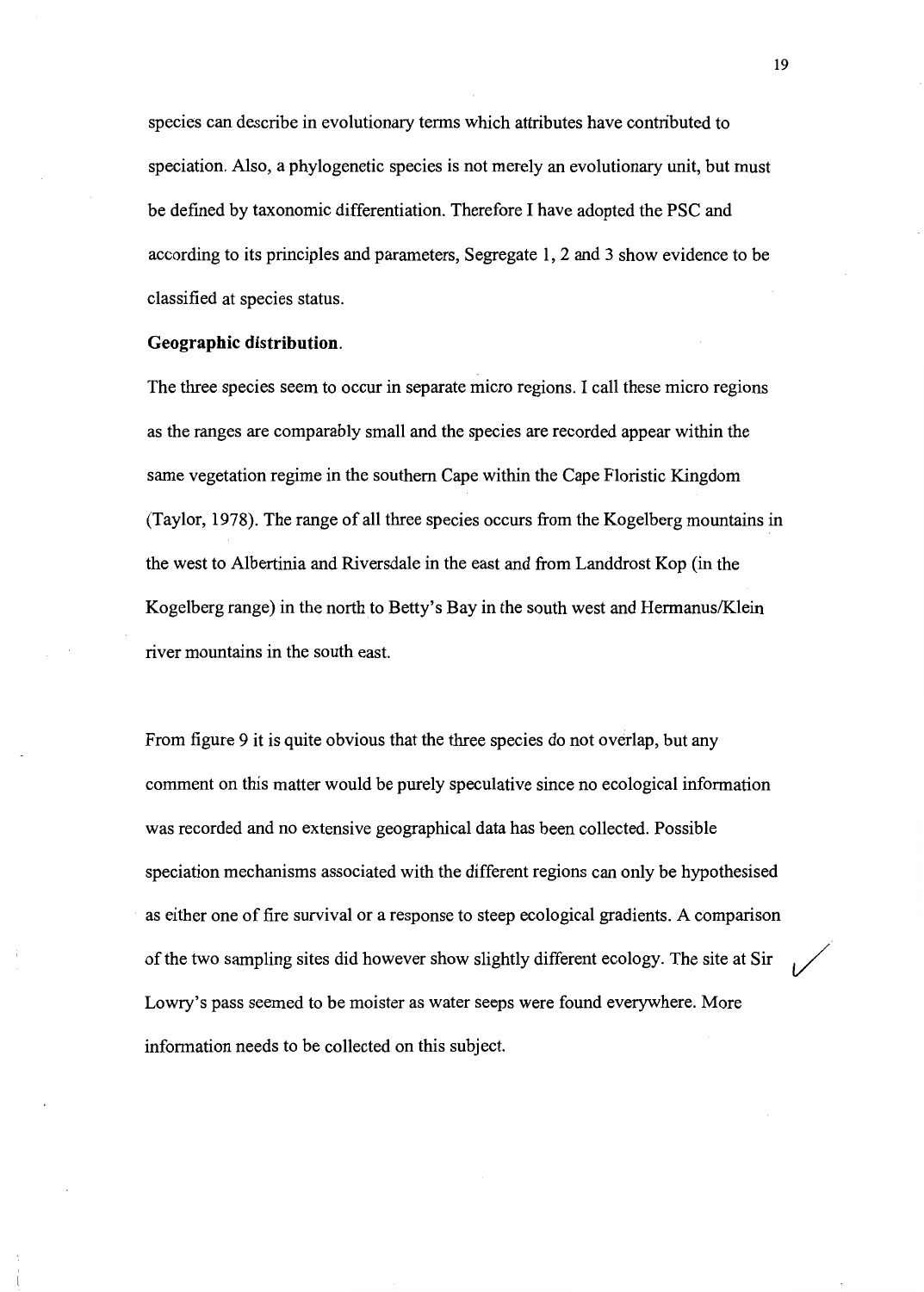species can describe in evolutionary terms which attributes have contributed to speciation. Also, a phylogenetic species is not merely an evolutionary unit, but must be defined by taxonomic differentiation. Therefore I have adopted the PSC and according to its principles and parameters, Segregate 1, 2 and 3 show evidence to be classified at species status.

**Geographic distribution.**

The three species seem to occur in separate micro regions. I call these micro regions as the ranges are comparably small and the species are recorded appear within the same vegetation regime in the southern Cape within the Cape Floristic Kingdom (Taylor, 1978). The range of all three species occurs from the Kogelberg mountains in the west to Albertinia and Riversdale in the east and from Landdrost Kop (in the Kogelberg range) in the north to Betty's Bay in the south west and Hermanus/Klein river mountains in the south east.

From figure 9 it is quite obvious that the three species do not overlap, but any comment on this matter would be purely speculative since no ecological information was recorded and no extensive geographical data has been collected. Possible speciation mechanisms associated with the different regions can only be hypothesised as either one of fire survival or a response to steep ecological gradients. A comparison of the two sampling sites did however show slightly different ecology. The site at Sir Lowry's pass seemed to be moister as water seeps were found everywhere. More information needs to be collected on this subject.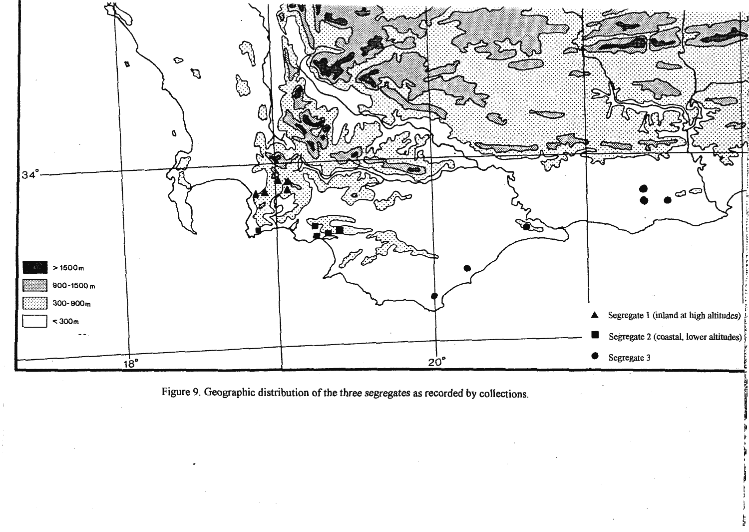Figure 9. Geographic distribution of the *three segregates* as recorded by collections.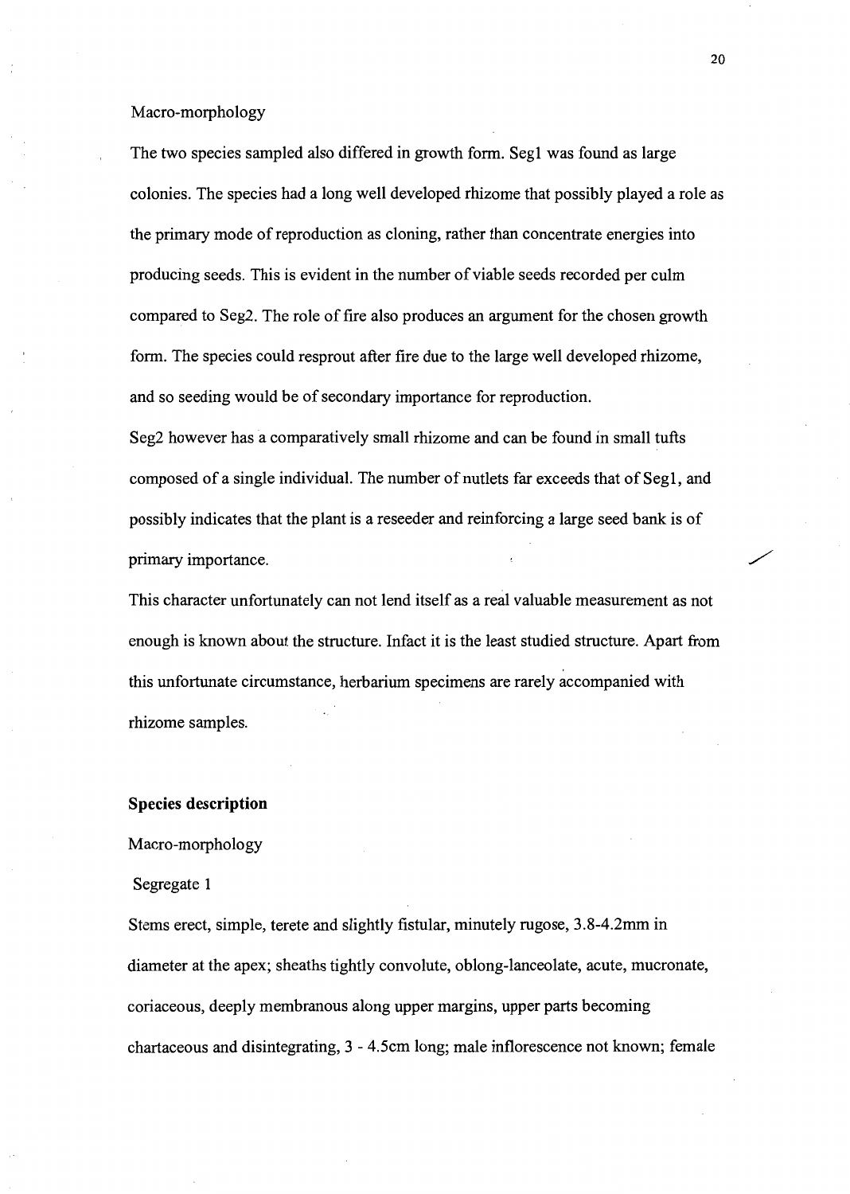Macro-morphology

The two species sampled also differed in growth form. Seg1 was found as large colonies. The species had a long well developed rhizome that possibly played a role as the primary mode of reproduction as cloning, rather than concentrate energies into producing seeds. This is evident in the number of viable seeds recorded per culm compared to Seg2. The role of fire also produces an argument for the chosen growth form. The species could resprout after fire due to the large well developed rhizome, and so seeding would be of secondary importance for reproduction.

Seg2 however has a comparatively small rhizome and can be found in small tufts composed of a single individual. The number of nutlets far exceeds that of Seg1, and possibly indicates that the plant is a reseeder and reinforcing a large seed bank is of primary importance.

This character unfortunately can not lend itself as a real valuable measurement as not enough is known about the structure. Infact it is the least studied structure. Apart from this unfortunate circumstance, herbarium specimens are rarely accompanied with rhizome samples.

**Species description**

Macro-morphology

Segregate 1

Stems erect, simple, terete and slightly fistular, minutely rugose, 3.8-4.2mm in diameter at the apex; sheaths tightly convolute, oblong-lanceolate, acute, mucronate, coriaceous, deeply membranous along upper margins, upper parts becoming chartaceous and disintegrating, 3 - 4.5cm long; male inflorescence not known; female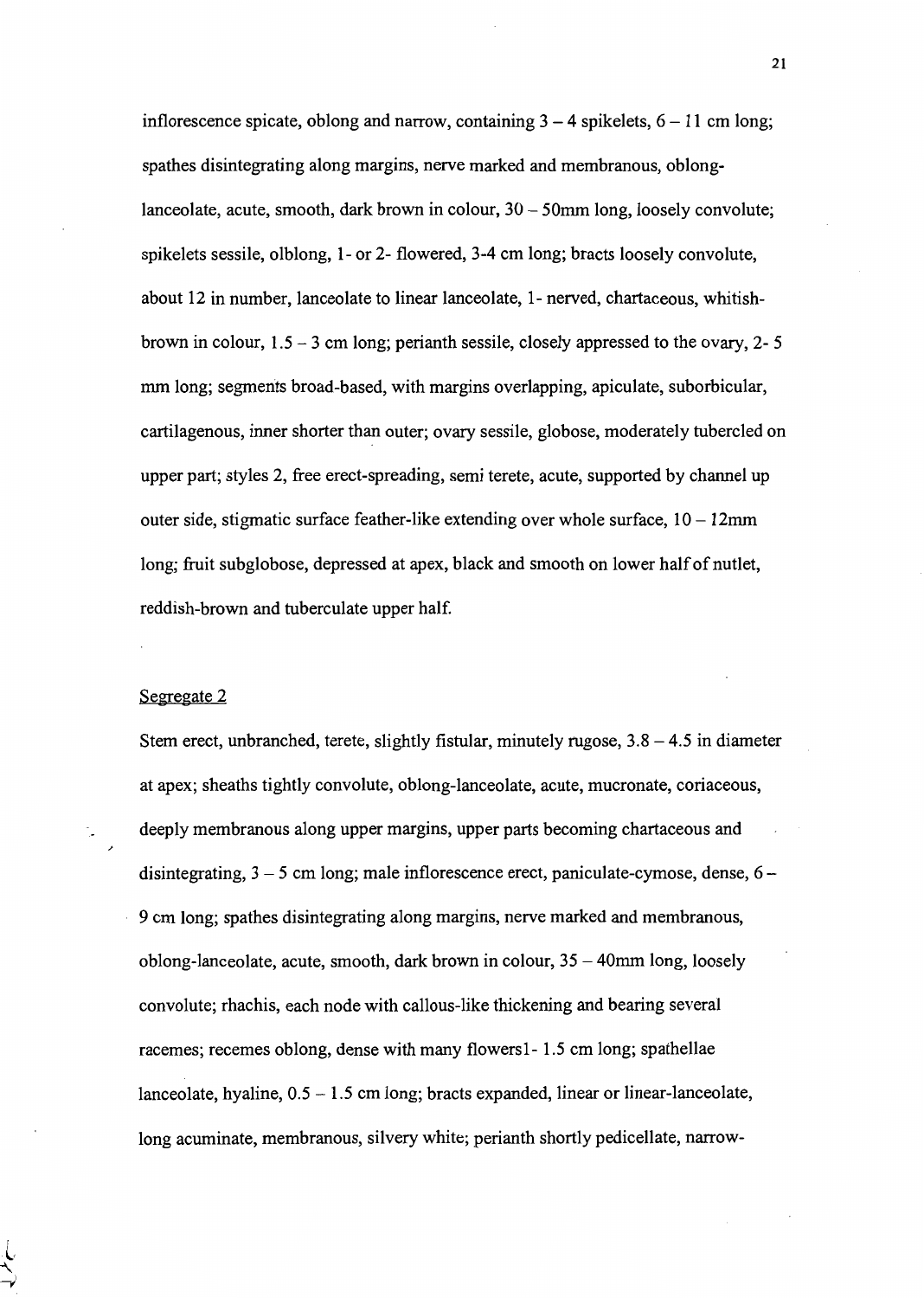inflorescence spicate, oblong and narrow, containing 3 – 4 spikelets, 6 – 11 cm long; spathes disintegrating along margins, nerve marked and membranous, oblong-lanceolate, acute, smooth, dark brown in colour, 30 – 50mm long, loosely convolute; spikelets sessile, olblong, 1- or 2- flowered, 3-4 cm long; bracts loosely convolute, about 12 in number, lanceolate to linear lanceolate, 1- nerved, chartaceous, whitish-brown in colour, 1.5 – 3 cm long; perianth sessile, closely appressed to the ovary, 2- 5 mm long; segments broad-based, with margins overlapping, apiculate, suborbicular, cartilagenous, inner shorter than outer; ovary sessile, globose, moderately tubercled on upper part; styles 2, free erect-spreading, semi terete, acute, supported by channel up outer side, stigmatic surface feather-like extending over whole surface, 10 – 12mm long; fruit subglobose, depressed at apex, black and smooth on lower half of nutlet, reddish-brown and tuberculate upper half.

Segregate 2

Stem erect, unbranched, terete, slightly fistular, minutely rugose, 3.8 – 4.5 in diameter at apex; sheaths tightly convolute, oblong-lanceolate, acute, mucronate, coriaceous, deeply membranous along upper margins, upper parts becoming chartaceous and disintegrating, 3 – 5 cm long; male inflorescence erect, paniculate-cymose, dense, 6 – 9 cm long; spathes disintegrating along margins, nerve marked and membranous, oblong-lanceolate, acute, smooth, dark brown in colour, 35 – 40mm long, loosely convolute; rhachis, each node with callous-like thickening and bearing several racemes; recemes oblong, dense with many flowers1- 1.5 cm long; spathellae lanceolate, hyaline, 0.5 – 1.5 cm long; bracts expanded, linear or linear-lanceolate, long acuminate, membranous, silvery white; perianth shortly pedicellate, narrow-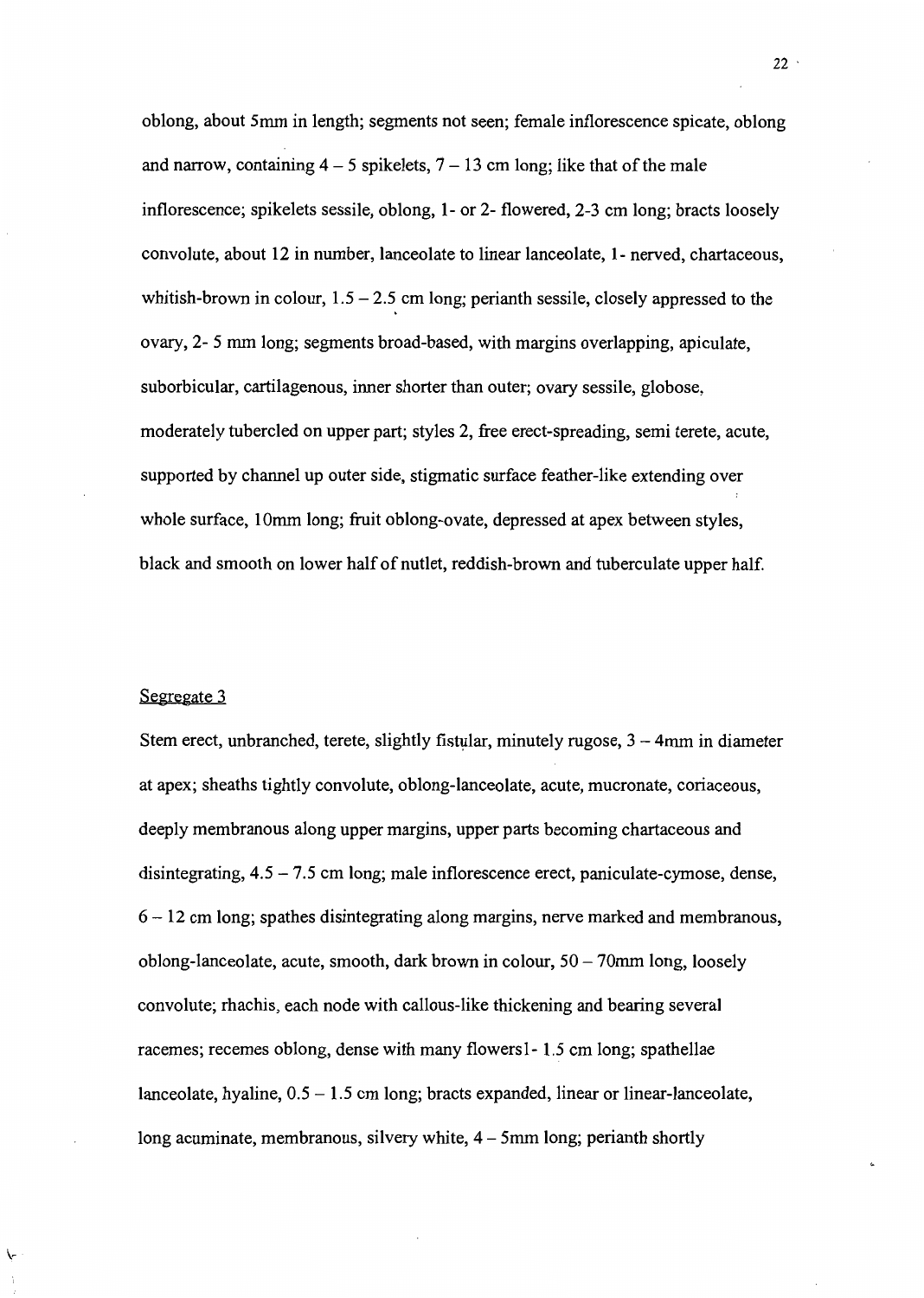oblong, about 5mm in length; segments not seen; female inflorescence spicate, oblong and narrow, containing 4 – 5 spikelets, 7 – 13 cm long; like that of the male inflorescence; spikelets sessile, oblong, 1- or 2- flowered, 2-3 cm long; bracts loosely convolute, about 12 in number, lanceolate to linear lanceolate, 1- nerved, chartaceous, whitish-brown in colour, 1.5 – 2.5 cm long; perianth sessile, closely appressed to the ovary, 2- 5 mm long; segments broad-based, with margins overlapping, apiculate, suborbicular, cartilagenous, inner shorter than outer; ovary sessile, globose, moderately tubercled on upper part; styles 2, free erect-spreading, semi terete, acute, supported by channel up outer side, stigmatic surface feather-like extending over whole surface, 10mm long; fruit oblong-ovate, depressed at apex between styles, black and smooth on lower half of nutlet, reddish-brown and tuberculate upper half.

Segregate 3

Stem erect, unbranched, terete, slightly fistular, minutely rugose, 3 – 4mm in diameter at apex; sheaths tightly convolute, oblong-lanceolate, acute, mucronate, coriaceous, deeply membranous along upper margins, upper parts becoming chartaceous and disintegrating, 4.5 – 7.5 cm long; male inflorescence erect, paniculate-cymose, dense, 6 – 12 cm long; spathes disintegrating along margins, nerve marked and membranous, oblong-lanceolate, acute, smooth, dark brown in colour, 50 – 70mm long, loosely convolute; rhachis, each node with callous-like thickening and bearing several racemes; recemes oblong, dense with many flowers1- 1.5 cm long; spathellae lanceolate, hyaline, 0.5 – 1.5 cm long; bracts expanded, linear or linear-lanceolate, long acuminate, membranous, silvery white, 4 – 5mm long; perianth shortly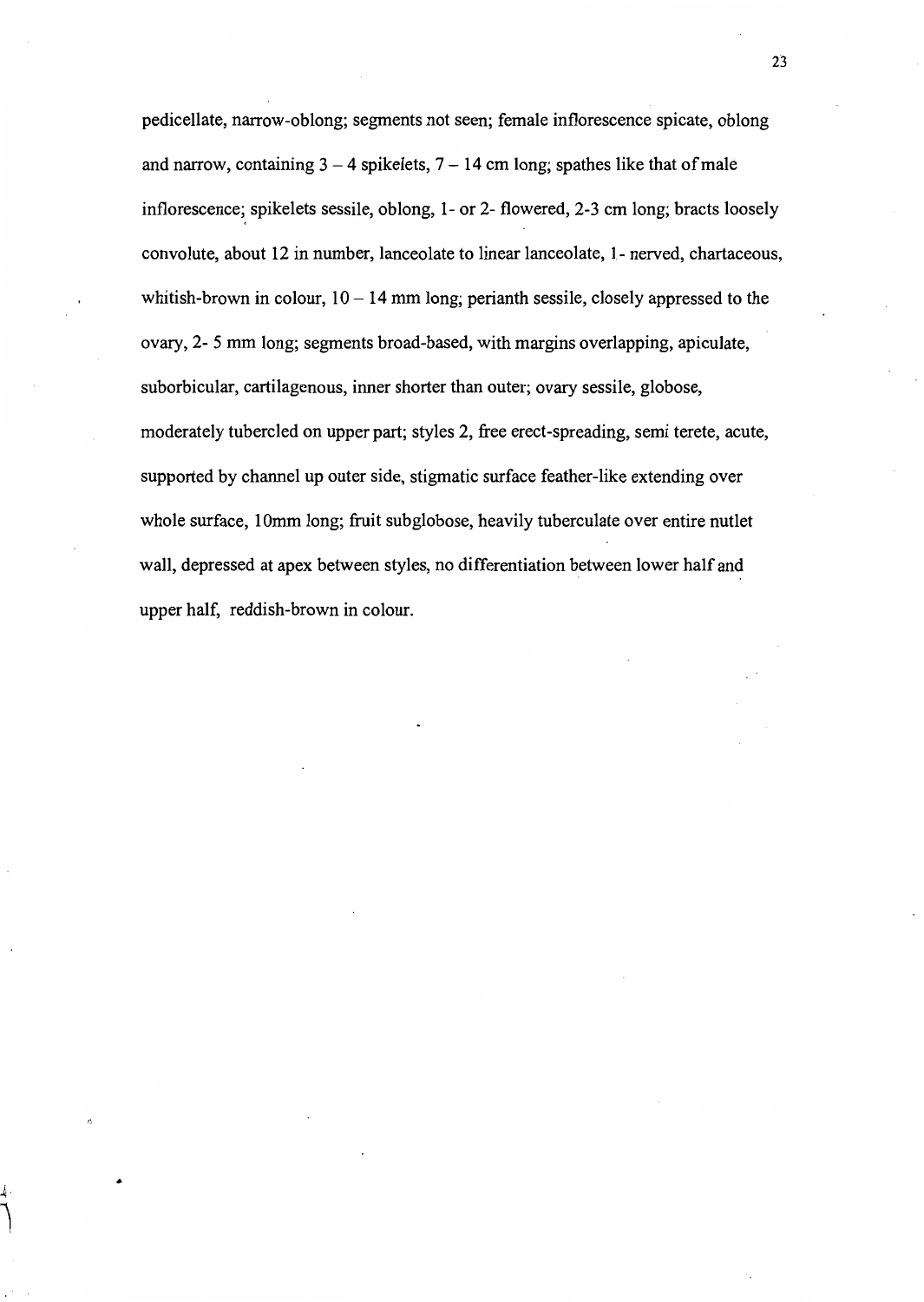pedicellate, narrow-oblong; segments not seen; female inflorescence spicate, oblong and narrow, containing 3 – 4 spikelets, 7 – 14 cm long; spathes like that of male inflorescence; spikelets sessile, oblong, 1- or 2- flowered, 2-3 cm long; bracts loosely convolute, about 12 in number, lanceolate to linear lanceolate, 1- nerved, chartaceous, whitish-brown in colour, 10 – 14 mm long; perianth sessile, closely appressed to the ovary, 2- 5 mm long; segments broad-based, with margins overlapping, apiculate, suborbicular, cartilagenous, inner shorter than outer; ovary sessile, globose, moderately tubercled on upper part; styles 2, free erect-spreading, semi terete, acute, supported by channel up outer side, stigmatic surface feather-like extending over whole surface, 10mm long; fruit subglobose, heavily tuberculate over entire nutlet wall, depressed at apex between styles, no differentiation between lower half and upper half, reddish-brown in colour.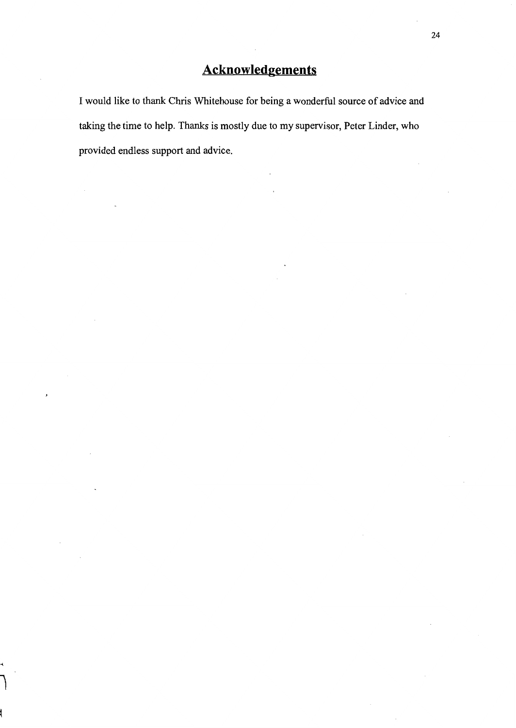# Acknowledgements

I would like to thank Chris Whitehouse for being a wonderful source of advice and taking the time to help. Thanks is mostly due to my supervisor, Peter Linder, who provided endless support and advice.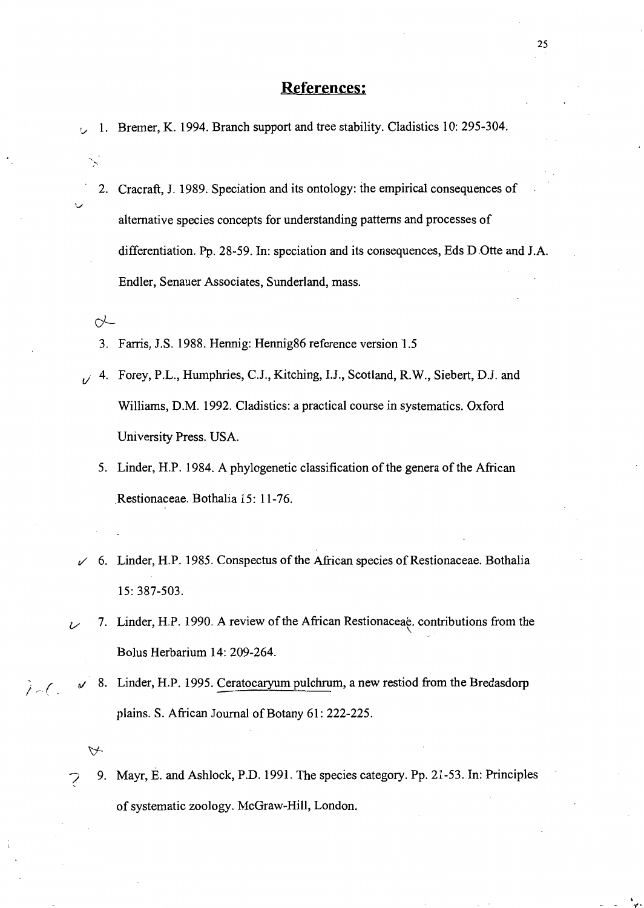## References:

1. Bremer, K. 1994. Branch support and tree stability. Cladistics 10: 295-304.

2. Cracraft, J. 1989. Speciation and its ontology: the empirical consequences of alternative species concepts for understanding patterns and processes of differentiation. Pp. 28-59. In: speciation and its consequences, Eds D Otte and J.A. Endler, Senauer Associates, Sunderland, mass.

3. Farris, J.S. 1988. Hennig: Hennig86 reference version 1.5

4. Forey, P.L., Humphries, C.J., Kitching, I.J., Scotland, R.W., Siebert, D.J. and Williams, D.M. 1992. Cladistics: a practical course in systematics. Oxford University Press. USA.

5. Linder, H.P. 1984. A phylogenetic classification of the genera of the African Restionaceae. Bothalia 15: 11-76.

6. Linder, H.P. 1985. Conspectus of the African species of Restionaceae. Bothalia 15: 387-503.

7. Linder, H.P. 1990. A review of the African Restionaceae. contributions from the Bolus Herbarium 14: 209-264.

8. Linder, H.P. 1995. Ceratocaryum pulchrum, a new restiod from the Bredasdorp plains. S. African Journal of Botany 61: 222-225.

9. Mayr, E. and Ashlock, P.D. 1991. The species category. Pp. 21-53. In: Principles of systematic zoology. McGraw-Hill, London.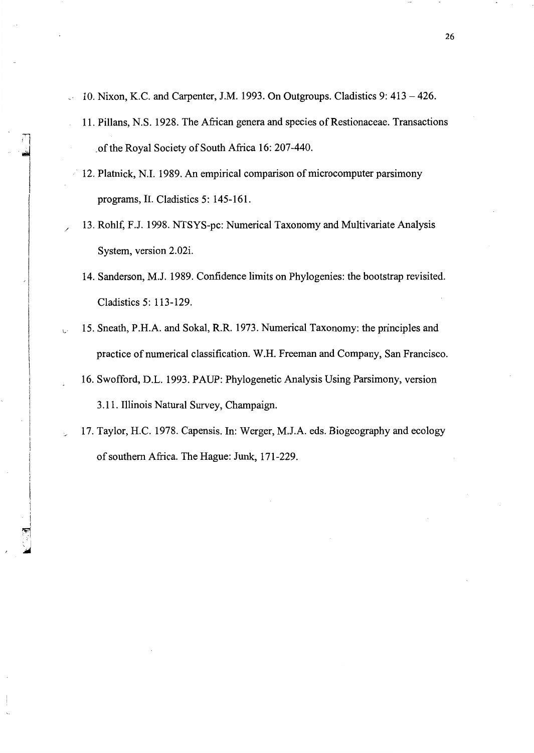10. Nixon, K.C. and Carpenter, J.M. 1993. On Outgroups. Cladistics 9: 413 – 426.
11. Pillans, N.S. 1928. The African genera and species of Restionaceae. Transactions of the Royal Society of South Africa 16: 207-440.
12. Platnick, N.I. 1989. An empirical comparison of microcomputer parsimony programs, II. Cladistics 5: 145-161.
13. Rohlf, F.J. 1998. NTSYS-pc: Numerical Taxonomy and Multivariate Analysis System, version 2.02i.
14. Sanderson, M.J. 1989. Confidence limits on Phylogenies: the bootstrap revisited. Cladistics 5: 113-129.
15. Sneath, P.H.A. and Sokal, R.R. 1973. Numerical Taxonomy: the principles and practice of numerical classification. W.H. Freeman and Company, San Francisco.
16. Swofford, D.L. 1993. PAUP: Phylogenetic Analysis Using Parsimony, version 3.11. Illinois Natural Survey, Champaign.
17. Taylor, H.C. 1978. Capensis. In: Werger, M.J.A. eds. Biogeography and ecology of southern Africa. The Hague: Junk, 171-229.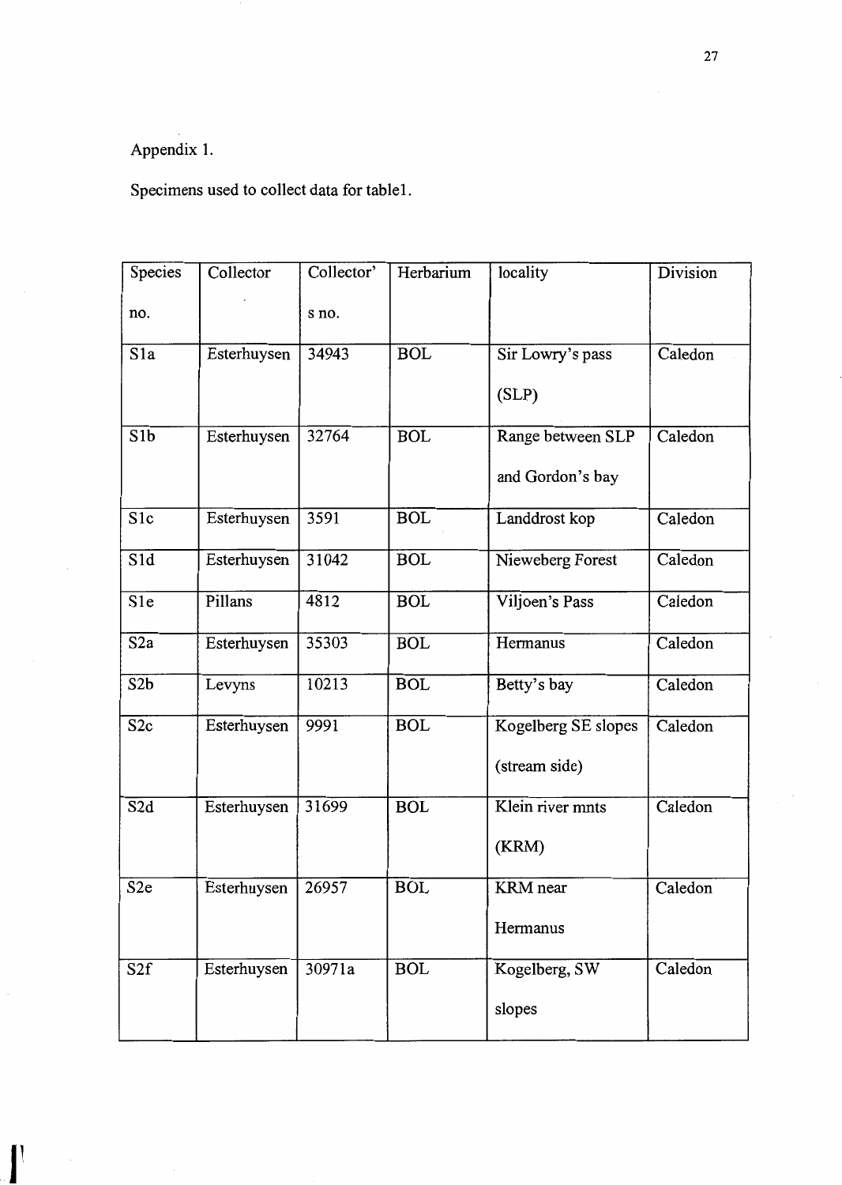Appendix 1.

Specimens used to collect data for table1.

| Species no. | Collector | Collector's no. | Herbarium | locality | Division |
|---|---|---|---|---|---|
| S1a | Esterhuysen | 34943 | BOL | Sir Lowry's pass (SLP) | Caledon |
| S1b | Esterhuysen | 32764 | BOL | Range between SLP and Gordon's bay | Caledon |
| S1c | Esterhuysen | 3591 | BOL | Landdrost kop | Caledon |
| S1d | Esterhuysen | 31042 | BOL | Nieweberg Forest | Caledon |
| S1e | Pillans | 4812 | BOL | Viljoen's Pass | Caledon |
| S2a | Esterhuysen | 35303 | BOL | Hermanus | Caledon |
| S2b | Levyns | 10213 | BOL | Betty's bay | Caledon |
| S2c | Esterhuysen | 9991 | BOL | Kogelberg SE slopes (stream side) | Caledon |
| S2d | Esterhuysen | 31699 | BOL | Klein river mnts (KRM) | Caledon |
| S2e | Esterhuysen | 26957 | BOL | KRM near Hermanus | Caledon |
| S2f | Esterhuysen | 30971a | BOL | Kogelberg, SW slopes | Caledon |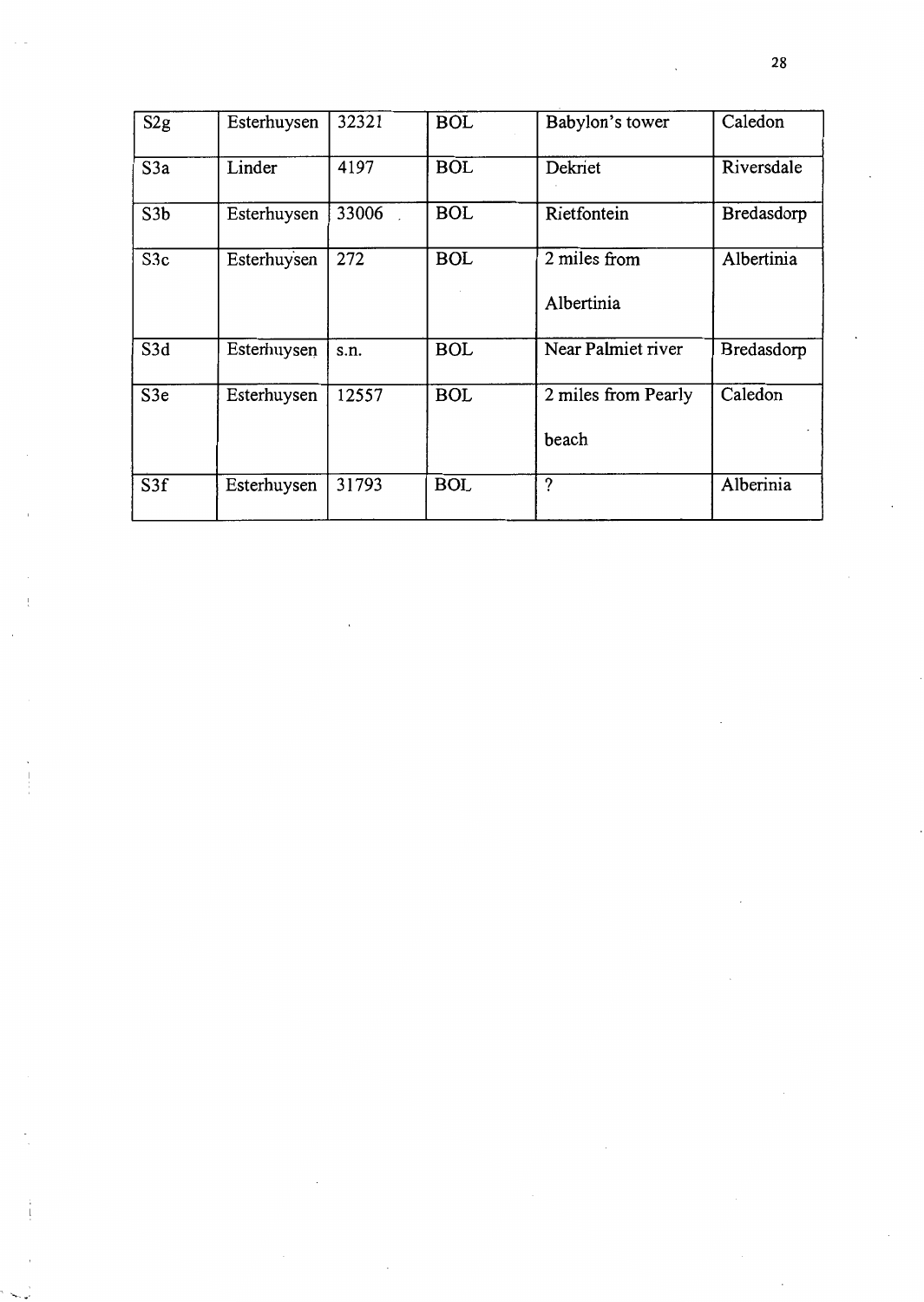| | | | | | |
|---|---|---|---|---|---|
| S2g | Esterhuysen | 32321 | BOL | Babylon's tower | Caledon |
| S3a | Linder | 4197 | BOL | Dekriet | Riversdale |
| S3b | Esterhuysen | 33006 | BOL | Rietfontein | Bredasdorp |
| S3c | Esterhuysen | 272 | BOL | 2 miles from Albertinia | Albertinia |
| S3d | Esterhuysen | s.n. | BOL | Near Palmiet river | Bredasdorp |
| S3e | Esterhuysen | 12557 | BOL | 2 miles from Pearly beach | Caledon |
| S3f | Esterhuysen | 31793 | BOL | ? | Alberinia |